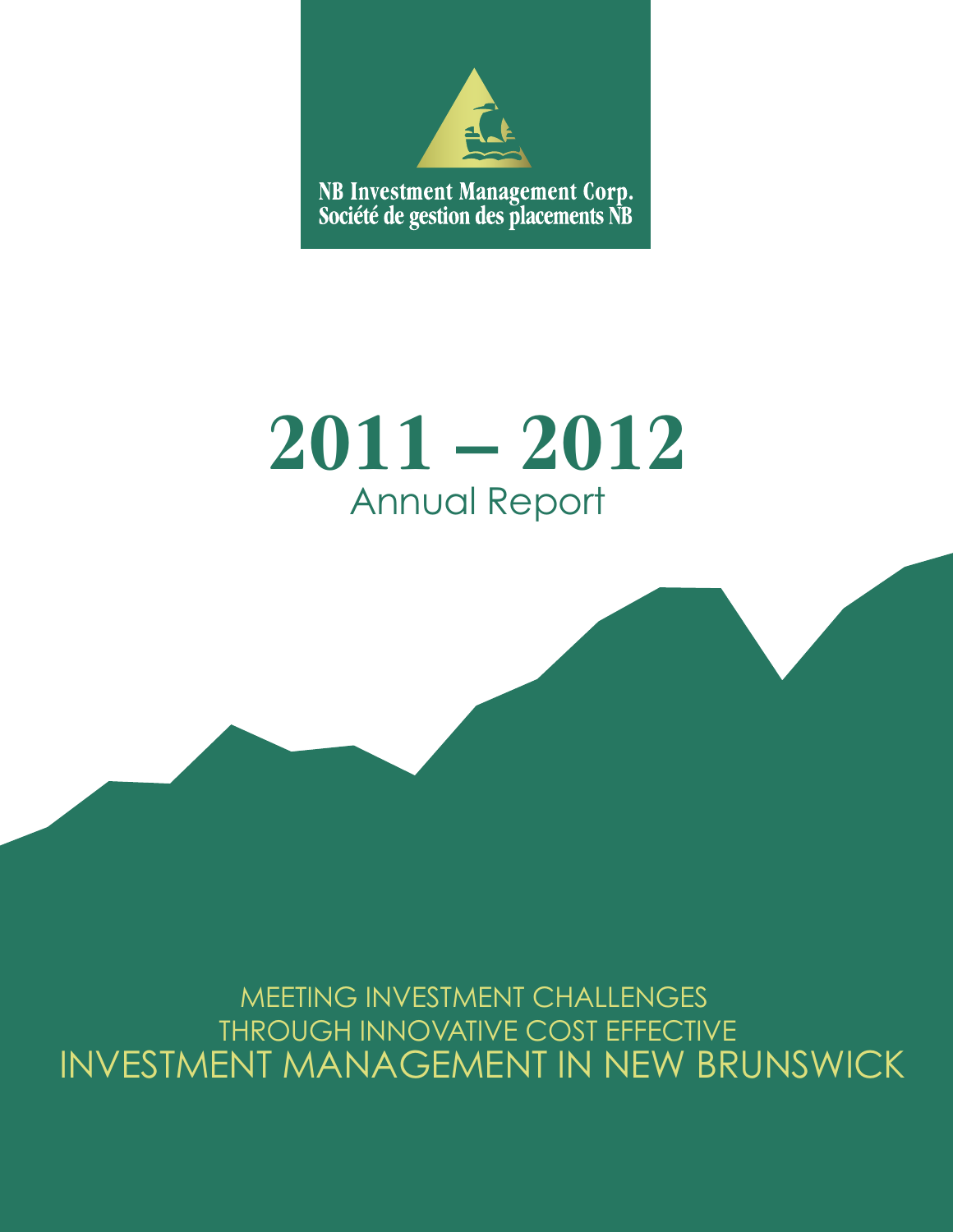NB Investment Management Corp.
Société de gestion des placements NB

# 2011 – 2012
## Annual Report

MEETING INVESTMENT CHALLENGES
THROUGH INNOVATIVE COST EFFECTIVE
INVESTMENT MANAGEMENT IN NEW BRUNSWICK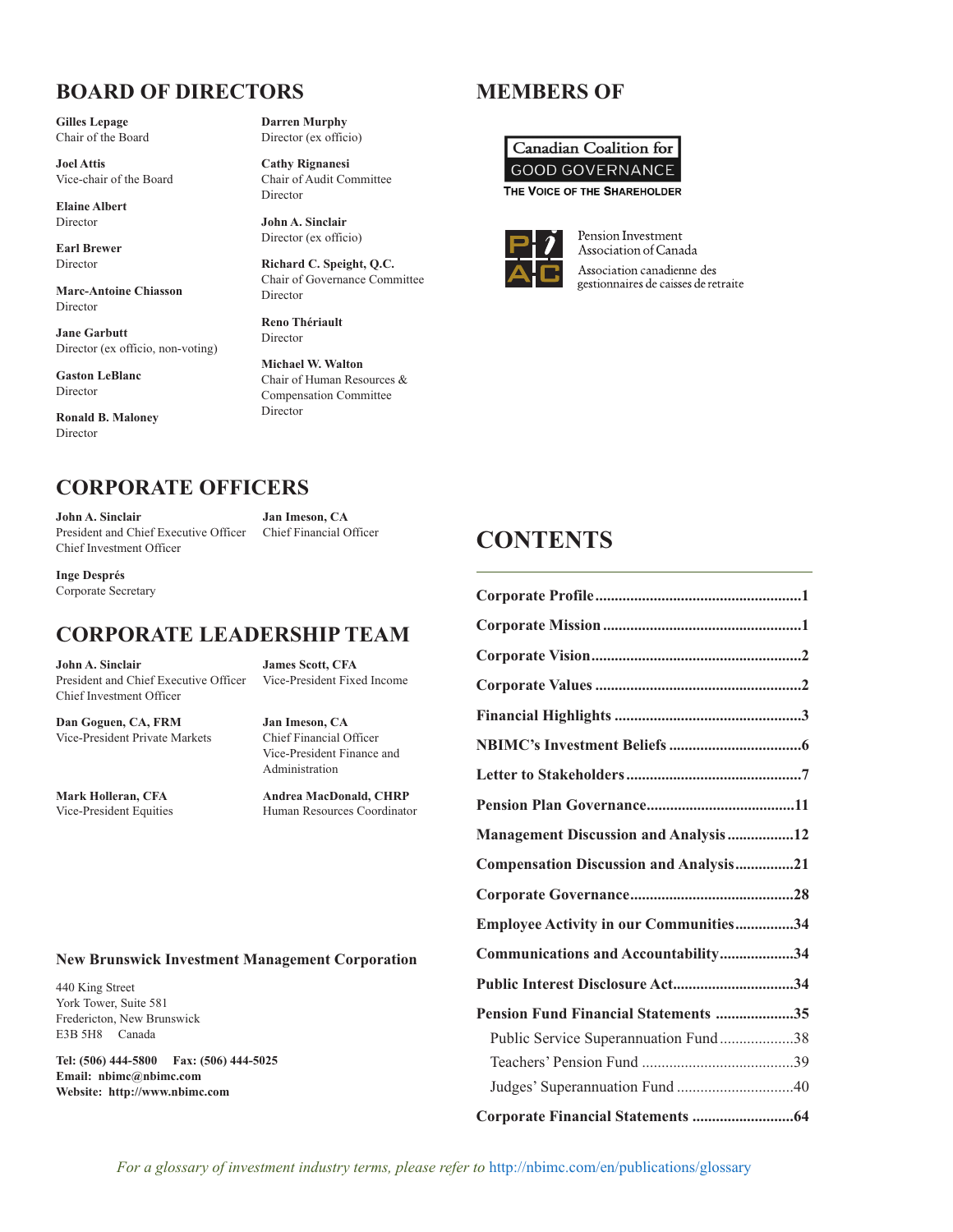## BOARD OF DIRECTORS

**Gilles Lepage**
Chair of the Board

**Joel Attis**
Vice-chair of the Board

**Elaine Albert**
Director

**Earl Brewer**
Director

**Marc-Antoine Chiasson**
Director

**Jane Garbutt**
Director (ex officio, non-voting)

**Gaston LeBlanc**
Director

**Ronald B. Maloney**
Director

**Darren Murphy**
Director (ex officio)

**Cathy Rignanesi**
Chair of Audit Committee
Director

**John A. Sinclair**
Director (ex officio)

**Richard C. Speight, Q.C.**
Chair of Governance Committee
Director

**Reno Thériault**
Director

**Michael W. Walton**
Chair of Human Resources & Compensation Committee
Director

## MEMBERS OF

Canadian Coalition for GOOD GOVERNANCE
THE VOICE OF THE SHAREHOLDER

Pension Investment Association of Canada
Association canadienne des gestionnaires de caisses de retraite

## CORPORATE OFFICERS

**John A. Sinclair**
President and Chief Executive Officer
Chief Investment Officer

**Jan Imeson, CA**
Chief Financial Officer

**Inge Després**
Corporate Secretary

## CORPORATE LEADERSHIP TEAM

**John A. Sinclair**
President and Chief Executive Officer
Chief Investment Officer

**James Scott, CFA**
Vice-President Fixed Income

**Dan Goguen, CA, FRM**
Vice-President Private Markets

**Jan Imeson, CA**
Chief Financial Officer
Vice-President Finance and Administration

**Mark Holleran, CFA**
Vice-President Equities

**Andrea MacDonald, CHRP**
Human Resources Coordinator

**New Brunswick Investment Management Corporation**

440 King Street
York Tower, Suite 581
Fredericton, New Brunswick
E3B 5H8 Canada

**Tel: (506) 444-5800 Fax: (506) 444-5025**
**Email: nbimc@nbimc.com**
**Website: http://www.nbimc.com**

## CONTENTS

**Corporate Profile** ....................1
**Corporate Mission** ....................1
**Corporate Vision** ....................2
**Corporate Values** ....................2
**Financial Highlights** ....................3
**NBIMC's Investment Beliefs** ....................6
**Letter to Stakeholders** ....................7
**Pension Plan Governance** ....................11
**Management Discussion and Analysis** ....................12
**Compensation Discussion and Analysis** ....................21
**Corporate Governance** ....................28
**Employee Activity in our Communities** ....................34
**Communications and Accountability** ....................34
**Public Interest Disclosure Act** ....................34
**Pension Fund Financial Statements** ....................35
- Public Service Superannuation Fund ....................38
- Teachers' Pension Fund ....................39
- Judges' Superannuation Fund ....................40

**Corporate Financial Statements** ....................64

*For a glossary of investment industry terms, please refer to* http://nbimc.com/en/publications/glossary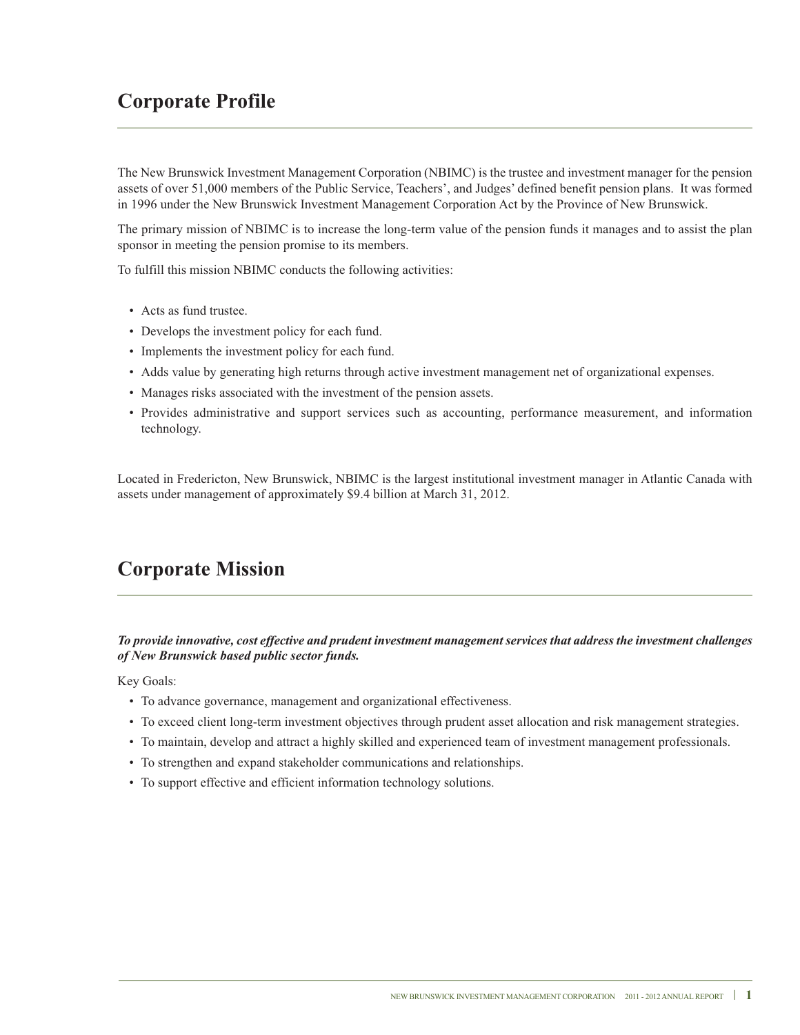# Corporate Profile

The New Brunswick Investment Management Corporation (NBIMC) is the trustee and investment manager for the pension assets of over 51,000 members of the Public Service, Teachers', and Judges' defined benefit pension plans. It was formed in 1996 under the New Brunswick Investment Management Corporation Act by the Province of New Brunswick.

The primary mission of NBIMC is to increase the long-term value of the pension funds it manages and to assist the plan sponsor in meeting the pension promise to its members.

To fulfill this mission NBIMC conducts the following activities:

- Acts as fund trustee.
- Develops the investment policy for each fund.
- Implements the investment policy for each fund.
- Adds value by generating high returns through active investment management net of organizational expenses.
- Manages risks associated with the investment of the pension assets.
- Provides administrative and support services such as accounting, performance measurement, and information technology.

Located in Fredericton, New Brunswick, NBIMC is the largest institutional investment manager in Atlantic Canada with assets under management of approximately $9.4 billion at March 31, 2012.

# Corporate Mission

***To provide innovative, cost effective and prudent investment management services that address the investment challenges of New Brunswick based public sector funds.***

Key Goals:

- To advance governance, management and organizational effectiveness.
- To exceed client long-term investment objectives through prudent asset allocation and risk management strategies.
- To maintain, develop and attract a highly skilled and experienced team of investment management professionals.
- To strengthen and expand stakeholder communications and relationships.
- To support effective and efficient information technology solutions.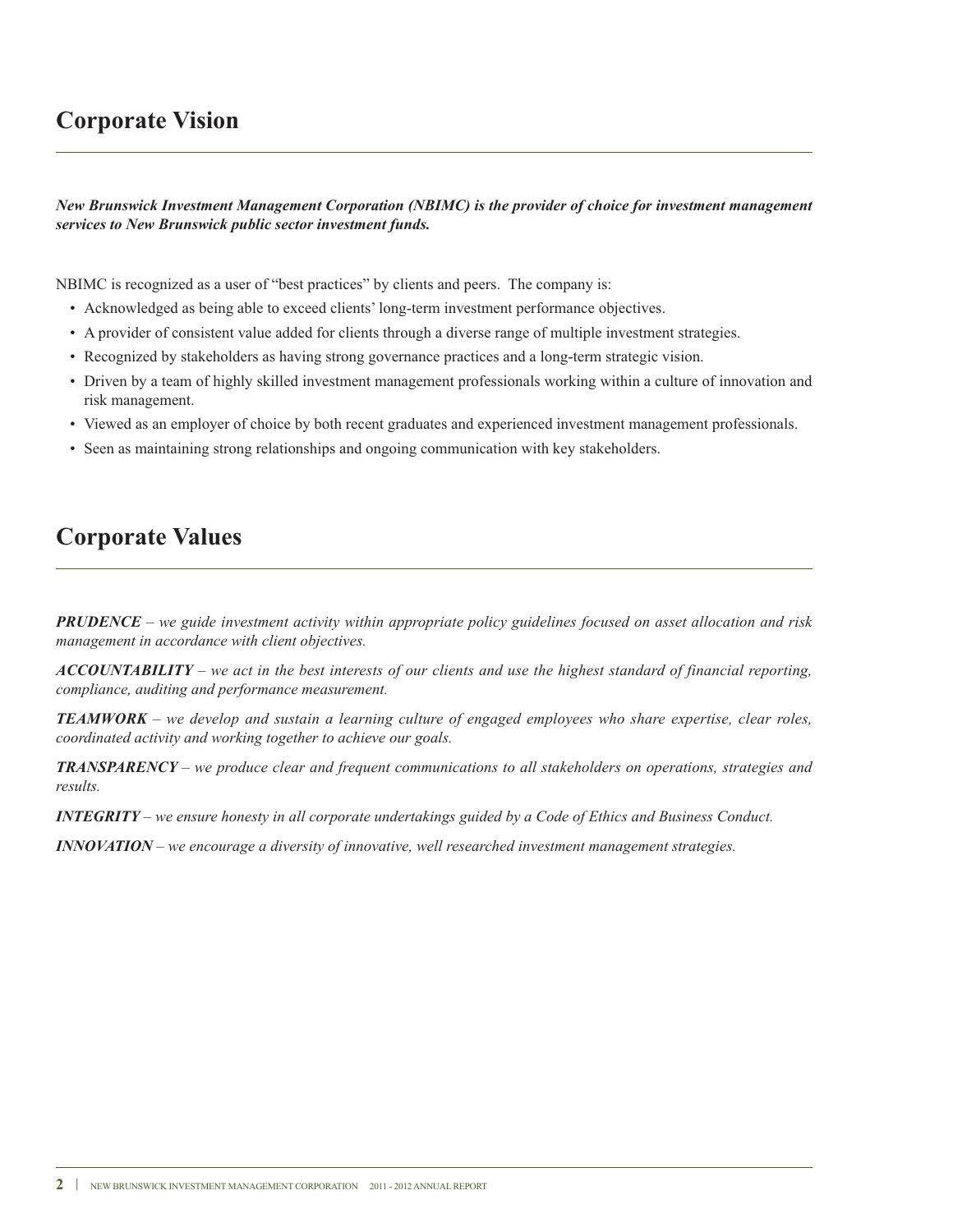## Corporate Vision

***New Brunswick Investment Management Corporation (NBIMC) is the provider of choice for investment management services to New Brunswick public sector investment funds.***

NBIMC is recognized as a user of "best practices" by clients and peers. The company is:

- Acknowledged as being able to exceed clients' long-term investment performance objectives.
- A provider of consistent value added for clients through a diverse range of multiple investment strategies.
- Recognized by stakeholders as having strong governance practices and a long-term strategic vision.
- Driven by a team of highly skilled investment management professionals working within a culture of innovation and risk management.
- Viewed as an employer of choice by both recent graduates and experienced investment management professionals.
- Seen as maintaining strong relationships and ongoing communication with key stakeholders.

## Corporate Values

***PRUDENCE*** *– we guide investment activity within appropriate policy guidelines focused on asset allocation and risk management in accordance with client objectives.*

***ACCOUNTABILITY*** *– we act in the best interests of our clients and use the highest standard of financial reporting, compliance, auditing and performance measurement.*

***TEAMWORK*** *– we develop and sustain a learning culture of engaged employees who share expertise, clear roles, coordinated activity and working together to achieve our goals.*

***TRANSPARENCY*** *– we produce clear and frequent communications to all stakeholders on operations, strategies and results.*

***INTEGRITY*** *– we ensure honesty in all corporate undertakings guided by a Code of Ethics and Business Conduct.*

***INNOVATION*** *– we encourage a diversity of innovative, well researched investment management strategies.*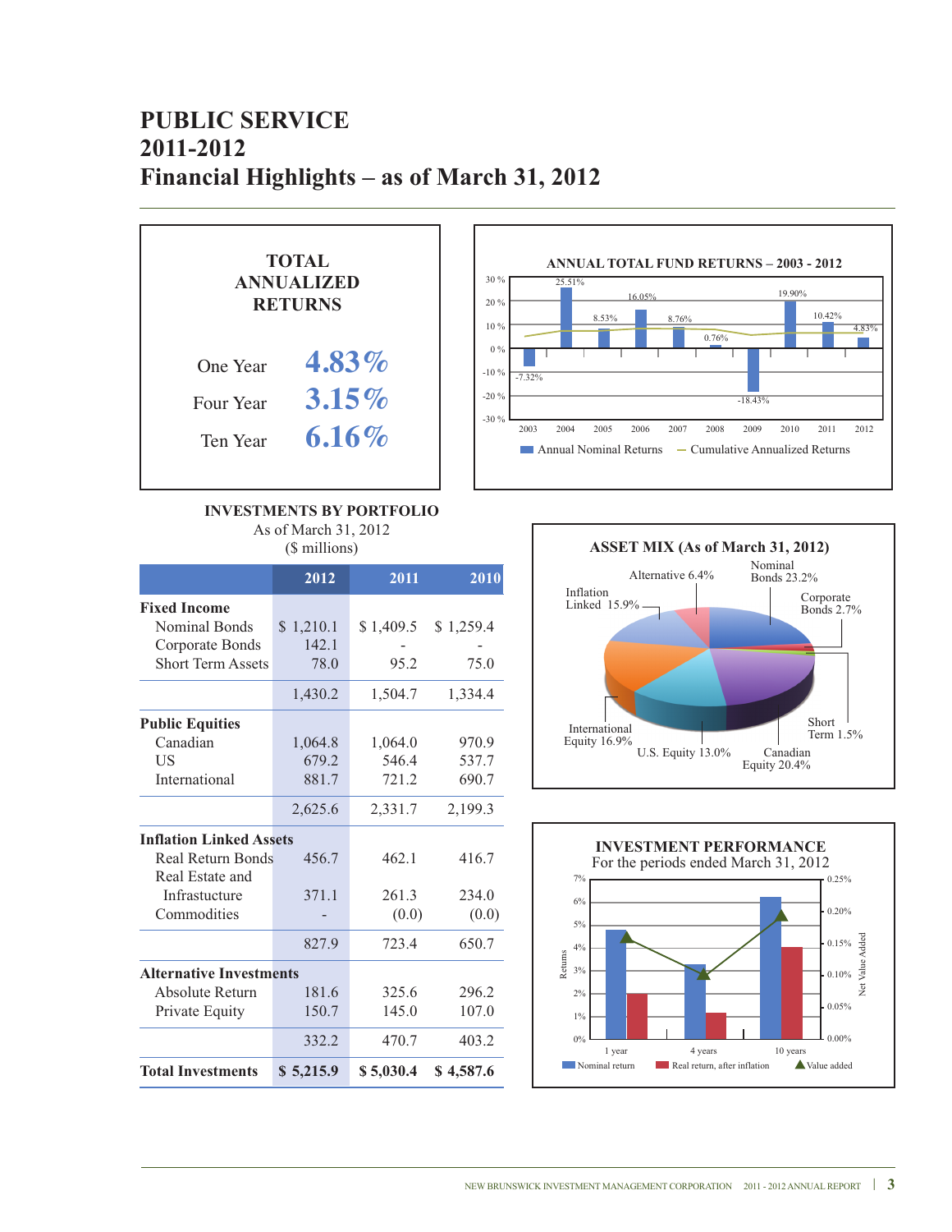# PUBLIC SERVICE
# 2011-2012
# Financial Highlights – as of March 31, 2012

## TOTAL ANNUALIZED RETURNS

| | |
|---|---|
| One Year | 4.83% |
| Four Year | 3.15% |
| Ten Year | 6.16% |

### ANNUAL TOTAL FUND RETURNS – 2003 - 2012

| Year | Annual Nominal Returns |
|---|---|
| 2003 | -7.32% |
| 2004 | 25.51% |
| 2005 | 8.53% |
| 2006 | 16.05% |
| 2007 | 8.76% |
| 2008 | 0.76% |
| 2009 | -18.43% |
| 2010 | 19.90% |
| 2011 | 10.42% |
| 2012 | 4.83% |

Annual Nominal Returns — Cumulative Annualized Returns

### INVESTMENTS BY PORTFOLIO
As of March 31, 2012
($ millions)

| | 2012 | 2011 | 2010 |
|---|---|---|---|
| **Fixed Income** | | | |
| Nominal Bonds | $ 1,210.1 | $ 1,409.5 | $ 1,259.4 |
| Corporate Bonds | 142.1 | - | - |
| Short Term Assets | 78.0 | 95.2 | 75.0 |
| | 1,430.2 | 1,504.7 | 1,334.4 |
| **Public Equities** | | | |
| Canadian | 1,064.8 | 1,064.0 | 970.9 |
| US | 679.2 | 546.4 | 537.7 |
| International | 881.7 | 721.2 | 690.7 |
| | 2,625.6 | 2,331.7 | 2,199.3 |
| **Inflation Linked Assets** | | | |
| Real Return Bonds | 456.7 | 462.1 | 416.7 |
| Real Estate and Infrastructure | 371.1 | 261.3 | 234.0 |
| Commodities | - | (0.0) | (0.0) |
| | 827.9 | 723.4 | 650.7 |
| **Alternative Investments** | | | |
| Absolute Return | 181.6 | 325.6 | 296.2 |
| Private Equity | 150.7 | 145.0 | 107.0 |
| | 332.2 | 470.7 | 403.2 |
| **Total Investments** | **$ 5,215.9** | **$ 5,030.4** | **$ 4,587.6** |

### ASSET MIX (As of March 31, 2012)

| Asset Class | % |
|---|---|
| Nominal Bonds | 23.2% |
| Corporate Bonds | 2.7% |
| Short Term | 1.5% |
| Canadian Equity | 20.4% |
| U.S. Equity | 13.0% |
| International Equity | 16.9% |
| Inflation Linked | 15.9% |
| Alternative | 6.4% |

### INVESTMENT PERFORMANCE
For the periods ended March 31, 2012

Nominal return — Real return, after inflation — Value added

(Bar chart: Returns for 1 year, 4 years, 10 years; Net Value Added on secondary axis)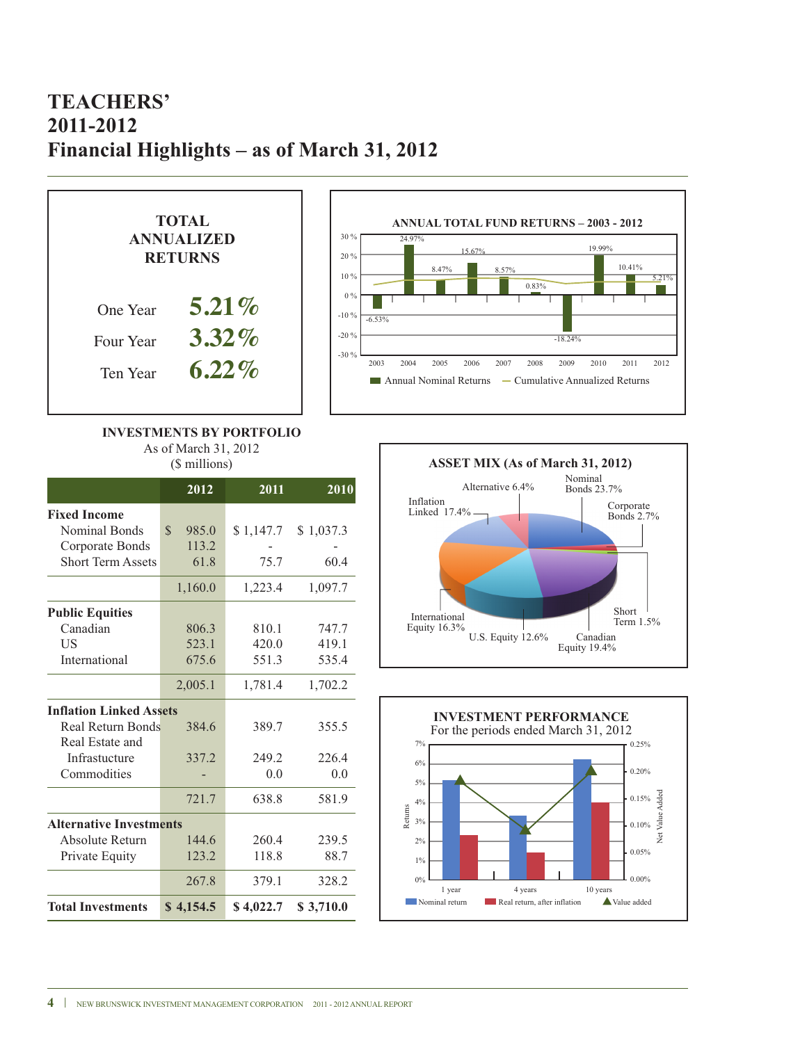# TEACHERS' 2011-2012 Financial Highlights – as of March 31, 2012

**TOTAL ANNUALIZED RETURNS**

| | |
|---|---|
| One Year | 5.21% |
| Four Year | 3.32% |
| Ten Year | 6.22% |

**ANNUAL TOTAL FUND RETURNS – 2003 - 2012**

| Year | 2003 | 2004 | 2005 | 2006 | 2007 | 2008 | 2009 | 2010 | 2011 | 2012 |
|---|---|---|---|---|---|---|---|---|---|---|
| Annual Nominal Returns | -6.53% | 24.97% | 8.47% | 15.67% | 8.57% | 0.83% | -18.24% | 19.99% | 10.41% | 5.21% |

Annual Nominal Returns — Cumulative Annualized Returns

**INVESTMENTS BY PORTFOLIO**
As of March 31, 2012
($ millions)

| | 2012 | 2011 | 2010 |
|---|---|---|---|
| **Fixed Income** | | | |
| Nominal Bonds | $ 985.0 | $ 1,147.7 | $ 1,037.3 |
| Corporate Bonds | 113.2 | - | - |
| Short Term Assets | 61.8 | 75.7 | 60.4 |
| | 1,160.0 | 1,223.4 | 1,097.7 |
| **Public Equities** | | | |
| Canadian | 806.3 | 810.1 | 747.7 |
| US | 523.1 | 420.0 | 419.1 |
| International | 675.6 | 551.3 | 535.4 |
| | 2,005.1 | 1,781.4 | 1,702.2 |
| **Inflation Linked Assets** | | | |
| Real Return Bonds | 384.6 | 389.7 | 355.5 |
| Real Estate and Infrastructure | 337.2 | 249.2 | 226.4 |
| Commodities | - | 0.0 | 0.0 |
| | 721.7 | 638.8 | 581.9 |
| **Alternative Investments** | | | |
| Absolute Return | 144.6 | 260.4 | 239.5 |
| Private Equity | 123.2 | 118.8 | 88.7 |
| | 267.8 | 379.1 | 328.2 |
| **Total Investments** | **$ 4,154.5** | **$ 4,022.7** | **$ 3,710.0** |

**ASSET MIX (As of March 31, 2012)**

| Asset | % |
|---|---|
| Nominal Bonds | 23.7% |
| Corporate Bonds | 2.7% |
| Short Term | 1.5% |
| Canadian Equity | 19.4% |
| U.S. Equity | 12.6% |
| International Equity | 16.3% |
| Inflation Linked | 17.4% |
| Alternative | 6.4% |

**INVESTMENT PERFORMANCE**
For the periods ended March 31, 2012

Chart: Nominal return, Real return, after inflation, and Value added for 1 year, 4 years and 10 years (Returns axis 0%–7%; Net Value Added axis 0.00%–0.25%).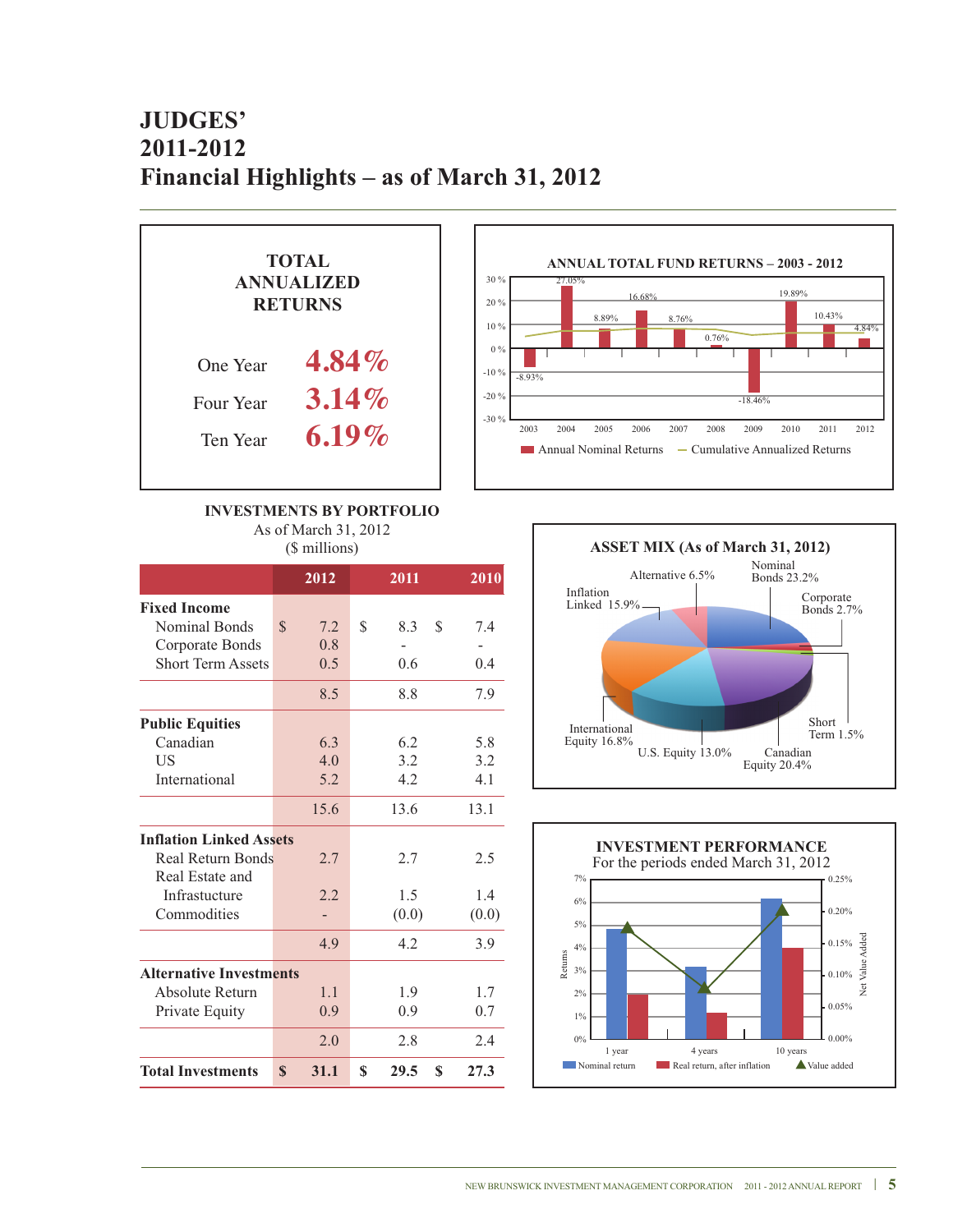# JUDGES' 2011-2012 Financial Highlights – as of March 31, 2012

## TOTAL ANNUALIZED RETURNS

| | |
|---|---|
| One Year | 4.84% |
| Four Year | 3.14% |
| Ten Year | 6.19% |

### ANNUAL TOTAL FUND RETURNS – 2003 - 2012

| Year | Annual Nominal Returns |
|---|---|
| 2003 | -8.93% |
| 2004 | 27.05% |
| 2005 | 8.89% |
| 2006 | 16.68% |
| 2007 | 8.76% |
| 2008 | 0.76% |
| 2009 | -18.46% |
| 2010 | 19.89% |
| 2011 | 10.43% |
| 2012 | 4.84% |

Annual Nominal Returns — Cumulative Annualized Returns

### INVESTMENTS BY PORTFOLIO

As of March 31, 2012
($ millions)

| | 2012 | 2011 | 2010 |
|---|---|---|---|
| **Fixed Income** | | | |
| Nominal Bonds | $ 7.2 | $ 8.3 | $ 7.4 |
| Corporate Bonds | 0.8 | - | - |
| Short Term Assets | 0.5 | 0.6 | 0.4 |
| | 8.5 | 8.8 | 7.9 |
| **Public Equities** | | | |
| Canadian | 6.3 | 6.2 | 5.8 |
| US | 4.0 | 3.2 | 3.2 |
| International | 5.2 | 4.2 | 4.1 |
| | 15.6 | 13.6 | 13.1 |
| **Inflation Linked Assets** | | | |
| Real Return Bonds | 2.7 | 2.7 | 2.5 |
| Real Estate and Infrastructure | 2.2 | 1.5 | 1.4 |
| Commodities | - | (0.0) | (0.0) |
| | 4.9 | 4.2 | 3.9 |
| **Alternative Investments** | | | |
| Absolute Return | 1.1 | 1.9 | 1.7 |
| Private Equity | 0.9 | 0.9 | 0.7 |
| | 2.0 | 2.8 | 2.4 |
| **Total Investments** | **$ 31.1** | **$ 29.5** | **$ 27.3** |

### ASSET MIX (As of March 31, 2012)

| Asset Class | % |
|---|---|
| Nominal Bonds | 23.2% |
| Corporate Bonds | 2.7% |
| Short Term | 1.5% |
| Canadian Equity | 20.4% |
| U.S. Equity | 13.0% |
| International Equity | 16.8% |
| Inflation Linked | 15.9% |
| Alternative | 6.5% |

### INVESTMENT PERFORMANCE

For the periods ended March 31, 2012

| | 1 year | 4 years | 10 years |
|---|---|---|---|
| Nominal return | 4.84% | 3.14% | 6.19% |

Nominal return — Real return, after inflation — Value added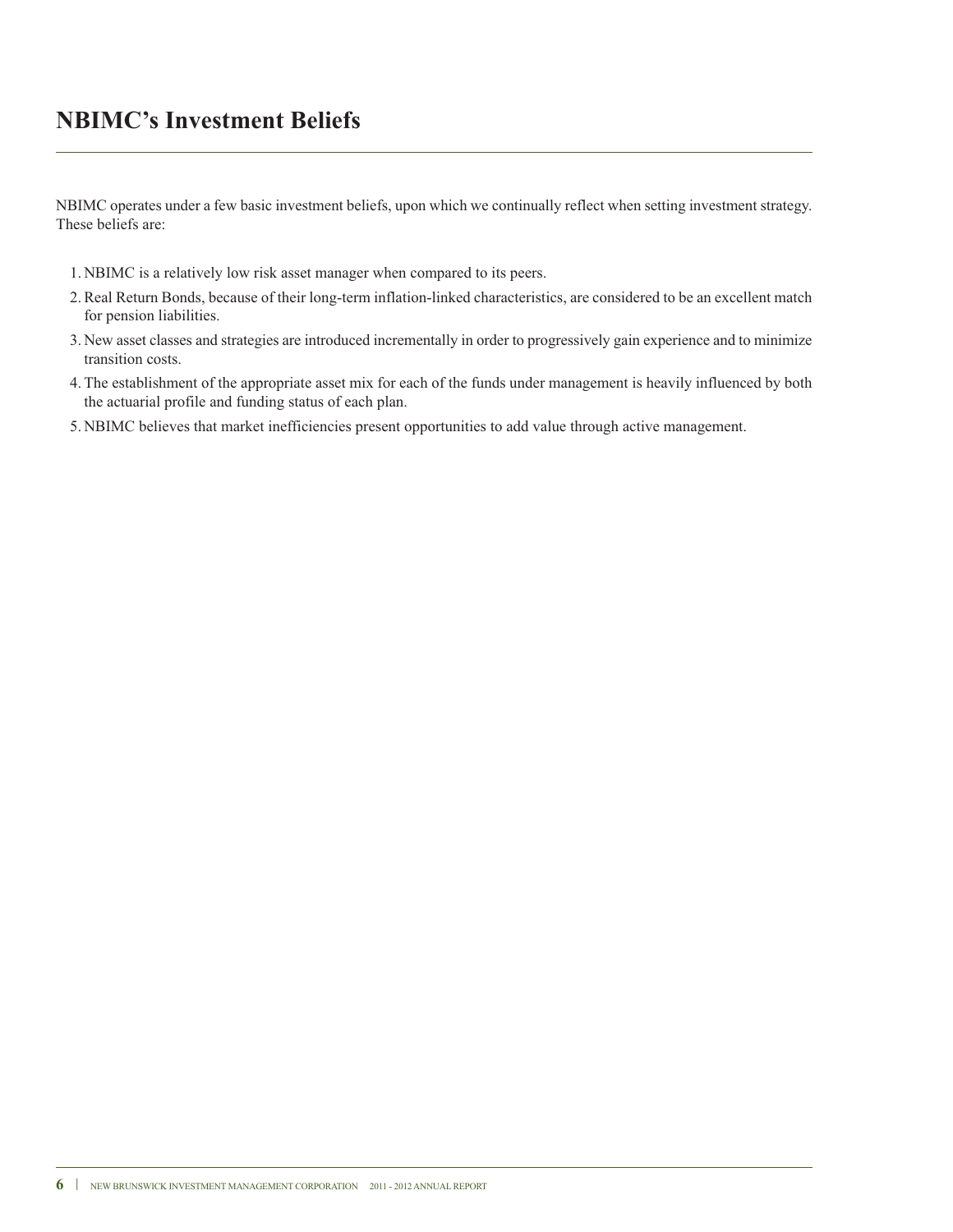# NBIMC's Investment Beliefs

NBIMC operates under a few basic investment beliefs, upon which we continually reflect when setting investment strategy. These beliefs are:

1. NBIMC is a relatively low risk asset manager when compared to its peers.
2. Real Return Bonds, because of their long-term inflation-linked characteristics, are considered to be an excellent match for pension liabilities.
3. New asset classes and strategies are introduced incrementally in order to progressively gain experience and to minimize transition costs.
4. The establishment of the appropriate asset mix for each of the funds under management is heavily influenced by both the actuarial profile and funding status of each plan.
5. NBIMC believes that market inefficiencies present opportunities to add value through active management.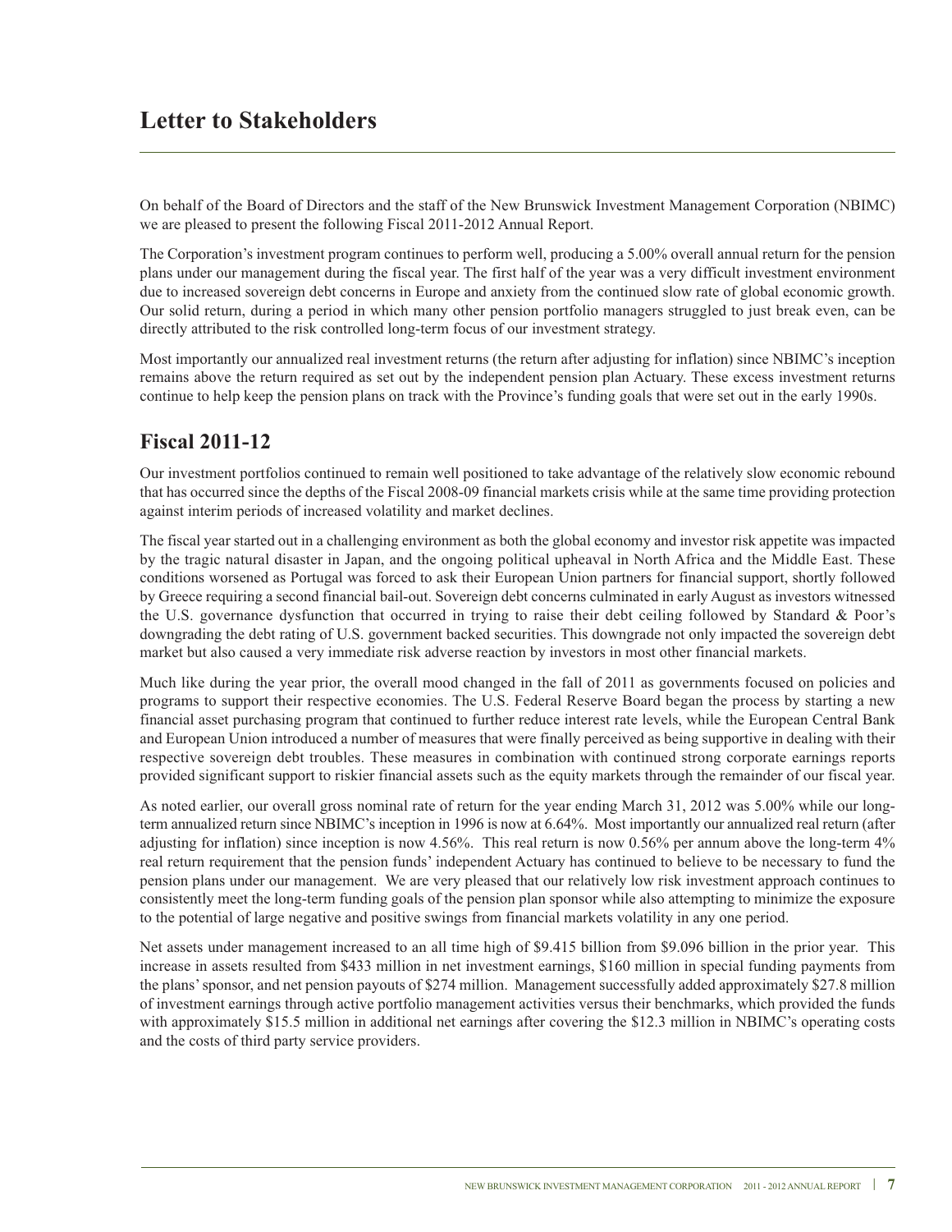# Letter to Stakeholders

On behalf of the Board of Directors and the staff of the New Brunswick Investment Management Corporation (NBIMC) we are pleased to present the following Fiscal 2011-2012 Annual Report.

The Corporation's investment program continues to perform well, producing a 5.00% overall annual return for the pension plans under our management during the fiscal year. The first half of the year was a very difficult investment environment due to increased sovereign debt concerns in Europe and anxiety from the continued slow rate of global economic growth. Our solid return, during a period in which many other pension portfolio managers struggled to just break even, can be directly attributed to the risk controlled long-term focus of our investment strategy.

Most importantly our annualized real investment returns (the return after adjusting for inflation) since NBIMC's inception remains above the return required as set out by the independent pension plan Actuary. These excess investment returns continue to help keep the pension plans on track with the Province's funding goals that were set out in the early 1990s.

## Fiscal 2011-12

Our investment portfolios continued to remain well positioned to take advantage of the relatively slow economic rebound that has occurred since the depths of the Fiscal 2008-09 financial markets crisis while at the same time providing protection against interim periods of increased volatility and market declines.

The fiscal year started out in a challenging environment as both the global economy and investor risk appetite was impacted by the tragic natural disaster in Japan, and the ongoing political upheaval in North Africa and the Middle East. These conditions worsened as Portugal was forced to ask their European Union partners for financial support, shortly followed by Greece requiring a second financial bail-out. Sovereign debt concerns culminated in early August as investors witnessed the U.S. governance dysfunction that occurred in trying to raise their debt ceiling followed by Standard & Poor's downgrading the debt rating of U.S. government backed securities. This downgrade not only impacted the sovereign debt market but also caused a very immediate risk adverse reaction by investors in most other financial markets.

Much like during the year prior, the overall mood changed in the fall of 2011 as governments focused on policies and programs to support their respective economies. The U.S. Federal Reserve Board began the process by starting a new financial asset purchasing program that continued to further reduce interest rate levels, while the European Central Bank and European Union introduced a number of measures that were finally perceived as being supportive in dealing with their respective sovereign debt troubles. These measures in combination with continued strong corporate earnings reports provided significant support to riskier financial assets such as the equity markets through the remainder of our fiscal year.

As noted earlier, our overall gross nominal rate of return for the year ending March 31, 2012 was 5.00% while our long-term annualized return since NBIMC's inception in 1996 is now at 6.64%. Most importantly our annualized real return (after adjusting for inflation) since inception is now 4.56%. This real return is now 0.56% per annum above the long-term 4% real return requirement that the pension funds' independent Actuary has continued to believe to be necessary to fund the pension plans under our management. We are very pleased that our relatively low risk investment approach continues to consistently meet the long-term funding goals of the pension plan sponsor while also attempting to minimize the exposure to the potential of large negative and positive swings from financial markets volatility in any one period.

Net assets under management increased to an all time high of $9.415 billion from $9.096 billion in the prior year. This increase in assets resulted from $433 million in net investment earnings, $160 million in special funding payments from the plans' sponsor, and net pension payouts of $274 million. Management successfully added approximately $27.8 million of investment earnings through active portfolio management activities versus their benchmarks, which provided the funds with approximately $15.5 million in additional net earnings after covering the $12.3 million in NBIMC's operating costs and the costs of third party service providers.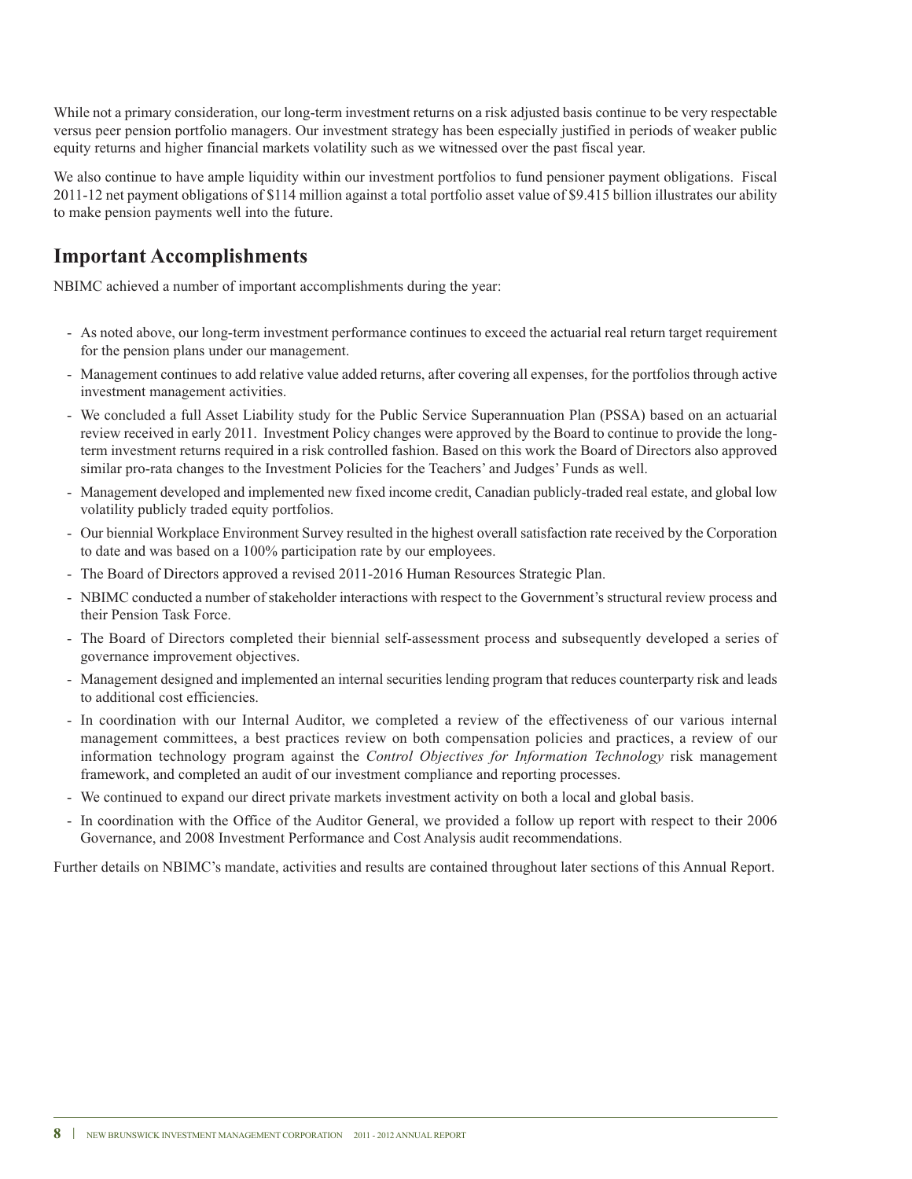While not a primary consideration, our long-term investment returns on a risk adjusted basis continue to be very respectable versus peer pension portfolio managers. Our investment strategy has been especially justified in periods of weaker public equity returns and higher financial markets volatility such as we witnessed over the past fiscal year.

We also continue to have ample liquidity within our investment portfolios to fund pensioner payment obligations. Fiscal 2011-12 net payment obligations of $114 million against a total portfolio asset value of $9.415 billion illustrates our ability to make pension payments well into the future.

## Important Accomplishments

NBIMC achieved a number of important accomplishments during the year:

- As noted above, our long-term investment performance continues to exceed the actuarial real return target requirement for the pension plans under our management.
- Management continues to add relative value added returns, after covering all expenses, for the portfolios through active investment management activities.
- We concluded a full Asset Liability study for the Public Service Superannuation Plan (PSSA) based on an actuarial review received in early 2011. Investment Policy changes were approved by the Board to continue to provide the long-term investment returns required in a risk controlled fashion. Based on this work the Board of Directors also approved similar pro-rata changes to the Investment Policies for the Teachers' and Judges' Funds as well.
- Management developed and implemented new fixed income credit, Canadian publicly-traded real estate, and global low volatility publicly traded equity portfolios.
- Our biennial Workplace Environment Survey resulted in the highest overall satisfaction rate received by the Corporation to date and was based on a 100% participation rate by our employees.
- The Board of Directors approved a revised 2011-2016 Human Resources Strategic Plan.
- NBIMC conducted a number of stakeholder interactions with respect to the Government's structural review process and their Pension Task Force.
- The Board of Directors completed their biennial self-assessment process and subsequently developed a series of governance improvement objectives.
- Management designed and implemented an internal securities lending program that reduces counterparty risk and leads to additional cost efficiencies.
- In coordination with our Internal Auditor, we completed a review of the effectiveness of our various internal management committees, a best practices review on both compensation policies and practices, a review of our information technology program against the *Control Objectives for Information Technology* risk management framework, and completed an audit of our investment compliance and reporting processes.
- We continued to expand our direct private markets investment activity on both a local and global basis.
- In coordination with the Office of the Auditor General, we provided a follow up report with respect to their 2006 Governance, and 2008 Investment Performance and Cost Analysis audit recommendations.

Further details on NBIMC's mandate, activities and results are contained throughout later sections of this Annual Report.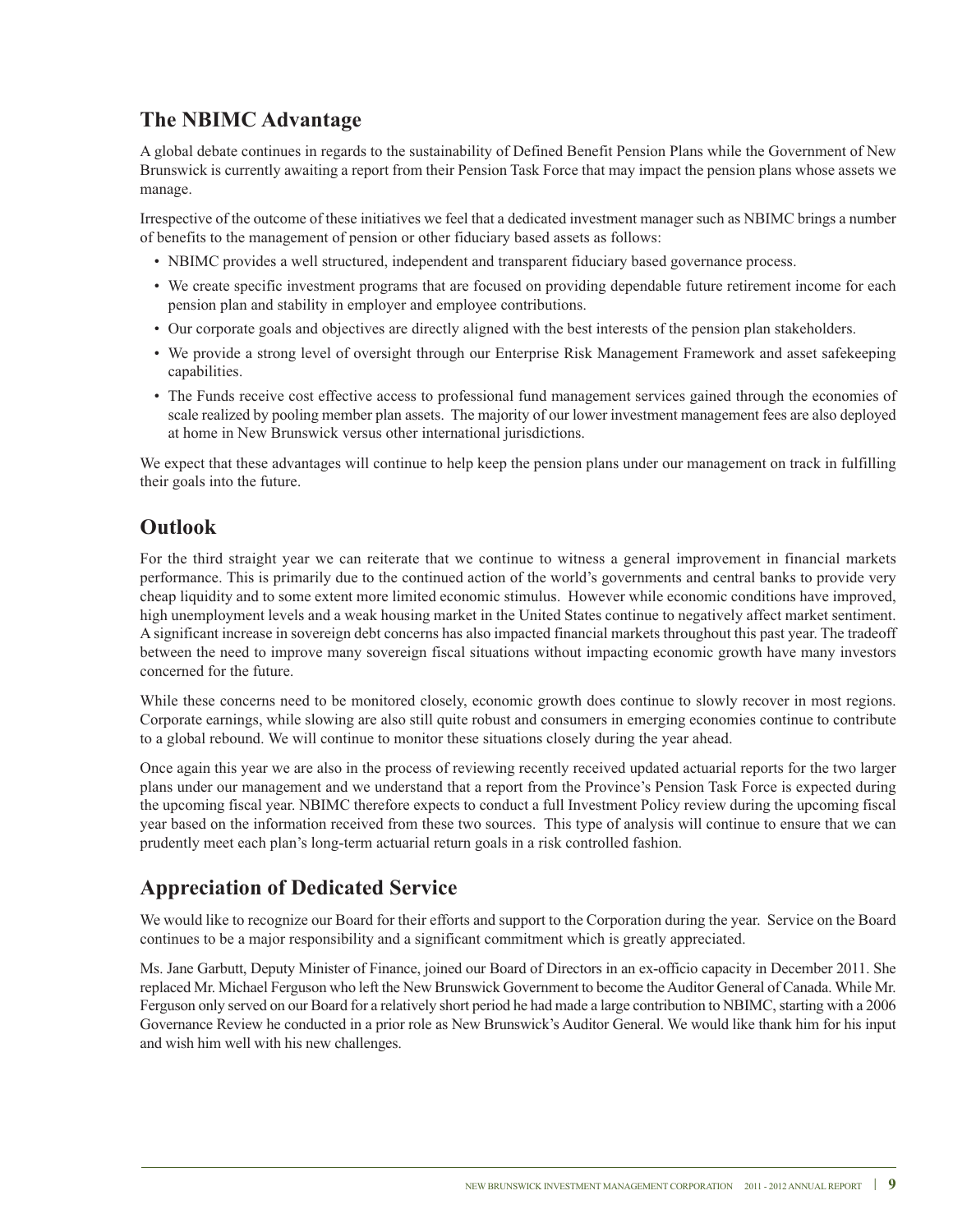## The NBIMC Advantage

A global debate continues in regards to the sustainability of Defined Benefit Pension Plans while the Government of New Brunswick is currently awaiting a report from their Pension Task Force that may impact the pension plans whose assets we manage.

Irrespective of the outcome of these initiatives we feel that a dedicated investment manager such as NBIMC brings a number of benefits to the management of pension or other fiduciary based assets as follows:

- NBIMC provides a well structured, independent and transparent fiduciary based governance process.
- We create specific investment programs that are focused on providing dependable future retirement income for each pension plan and stability in employer and employee contributions.
- Our corporate goals and objectives are directly aligned with the best interests of the pension plan stakeholders.
- We provide a strong level of oversight through our Enterprise Risk Management Framework and asset safekeeping capabilities.
- The Funds receive cost effective access to professional fund management services gained through the economies of scale realized by pooling member plan assets. The majority of our lower investment management fees are also deployed at home in New Brunswick versus other international jurisdictions.

We expect that these advantages will continue to help keep the pension plans under our management on track in fulfilling their goals into the future.

## Outlook

For the third straight year we can reiterate that we continue to witness a general improvement in financial markets performance. This is primarily due to the continued action of the world's governments and central banks to provide very cheap liquidity and to some extent more limited economic stimulus. However while economic conditions have improved, high unemployment levels and a weak housing market in the United States continue to negatively affect market sentiment. A significant increase in sovereign debt concerns has also impacted financial markets throughout this past year. The tradeoff between the need to improve many sovereign fiscal situations without impacting economic growth have many investors concerned for the future.

While these concerns need to be monitored closely, economic growth does continue to slowly recover in most regions. Corporate earnings, while slowing are also still quite robust and consumers in emerging economies continue to contribute to a global rebound. We will continue to monitor these situations closely during the year ahead.

Once again this year we are also in the process of reviewing recently received updated actuarial reports for the two larger plans under our management and we understand that a report from the Province's Pension Task Force is expected during the upcoming fiscal year. NBIMC therefore expects to conduct a full Investment Policy review during the upcoming fiscal year based on the information received from these two sources. This type of analysis will continue to ensure that we can prudently meet each plan's long-term actuarial return goals in a risk controlled fashion.

## Appreciation of Dedicated Service

We would like to recognize our Board for their efforts and support to the Corporation during the year. Service on the Board continues to be a major responsibility and a significant commitment which is greatly appreciated.

Ms. Jane Garbutt, Deputy Minister of Finance, joined our Board of Directors in an ex-officio capacity in December 2011. She replaced Mr. Michael Ferguson who left the New Brunswick Government to become the Auditor General of Canada. While Mr. Ferguson only served on our Board for a relatively short period he had made a large contribution to NBIMC, starting with a 2006 Governance Review he conducted in a prior role as New Brunswick's Auditor General. We would like thank him for his input and wish him well with his new challenges.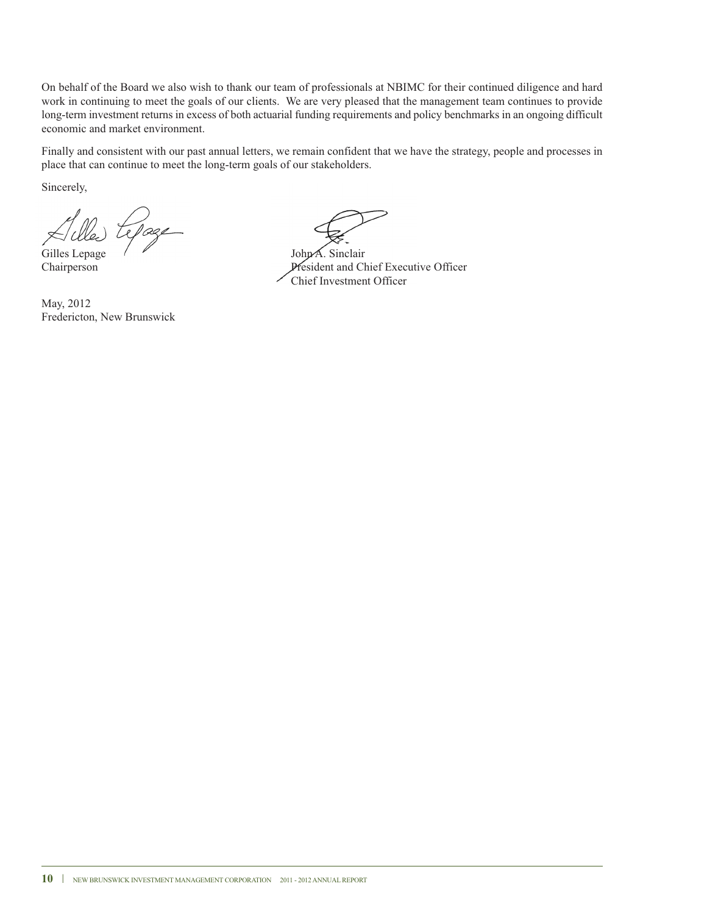On behalf of the Board we also wish to thank our team of professionals at NBIMC for their continued diligence and hard work in continuing to meet the goals of our clients. We are very pleased that the management team continues to provide long-term investment returns in excess of both actuarial funding requirements and policy benchmarks in an ongoing difficult economic and market environment.

Finally and consistent with our past annual letters, we remain confident that we have the strategy, people and processes in place that can continue to meet the long-term goals of our stakeholders.

Sincerely,

Gilles Lepage
Chairperson

John A. Sinclair
President and Chief Executive Officer
Chief Investment Officer

May, 2012
Fredericton, New Brunswick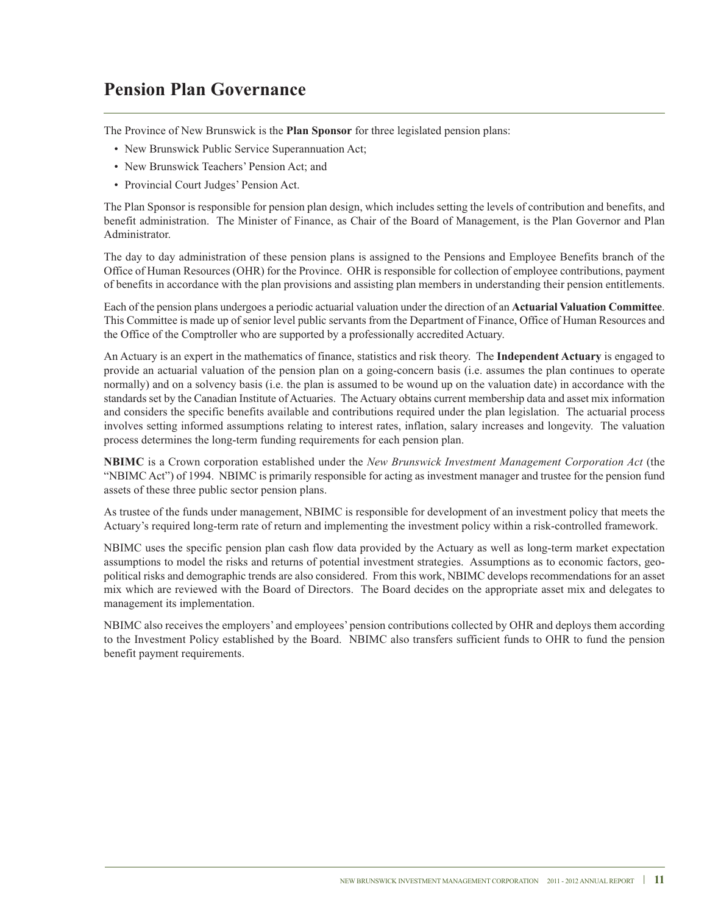# Pension Plan Governance

The Province of New Brunswick is the **Plan Sponsor** for three legislated pension plans:

- New Brunswick Public Service Superannuation Act;
- New Brunswick Teachers' Pension Act; and
- Provincial Court Judges' Pension Act.

The Plan Sponsor is responsible for pension plan design, which includes setting the levels of contribution and benefits, and benefit administration. The Minister of Finance, as Chair of the Board of Management, is the Plan Governor and Plan Administrator.

The day to day administration of these pension plans is assigned to the Pensions and Employee Benefits branch of the Office of Human Resources (OHR) for the Province. OHR is responsible for collection of employee contributions, payment of benefits in accordance with the plan provisions and assisting plan members in understanding their pension entitlements.

Each of the pension plans undergoes a periodic actuarial valuation under the direction of an **Actuarial Valuation Committee**. This Committee is made up of senior level public servants from the Department of Finance, Office of Human Resources and the Office of the Comptroller who are supported by a professionally accredited Actuary.

An Actuary is an expert in the mathematics of finance, statistics and risk theory. The **Independent Actuary** is engaged to provide an actuarial valuation of the pension plan on a going-concern basis (i.e. assumes the plan continues to operate normally) and on a solvency basis (i.e. the plan is assumed to be wound up on the valuation date) in accordance with the standards set by the Canadian Institute of Actuaries. The Actuary obtains current membership data and asset mix information and considers the specific benefits available and contributions required under the plan legislation. The actuarial process involves setting informed assumptions relating to interest rates, inflation, salary increases and longevity. The valuation process determines the long-term funding requirements for each pension plan.

**NBIMC** is a Crown corporation established under the *New Brunswick Investment Management Corporation Act* (the "NBIMC Act") of 1994. NBIMC is primarily responsible for acting as investment manager and trustee for the pension fund assets of these three public sector pension plans.

As trustee of the funds under management, NBIMC is responsible for development of an investment policy that meets the Actuary's required long-term rate of return and implementing the investment policy within a risk-controlled framework.

NBIMC uses the specific pension plan cash flow data provided by the Actuary as well as long-term market expectation assumptions to model the risks and returns of potential investment strategies. Assumptions as to economic factors, geo-political risks and demographic trends are also considered. From this work, NBIMC develops recommendations for an asset mix which are reviewed with the Board of Directors. The Board decides on the appropriate asset mix and delegates to management its implementation.

NBIMC also receives the employers' and employees' pension contributions collected by OHR and deploys them according to the Investment Policy established by the Board. NBIMC also transfers sufficient funds to OHR to fund the pension benefit payment requirements.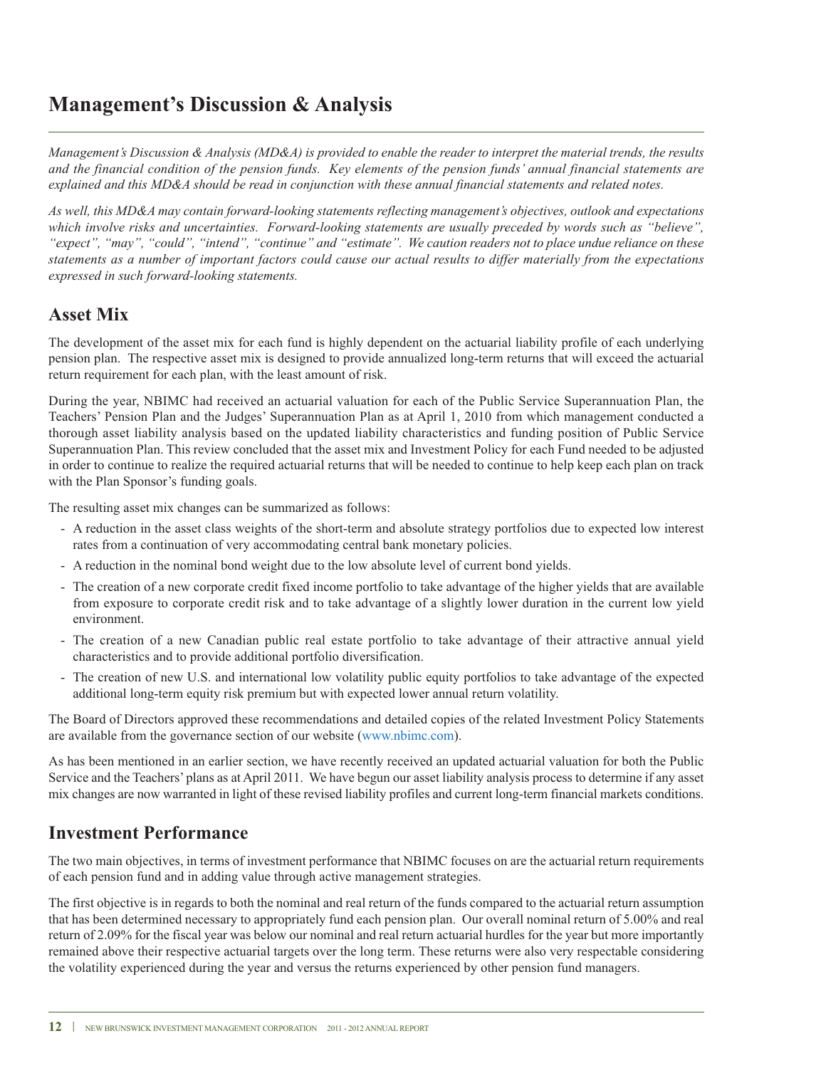# Management's Discussion & Analysis

*Management's Discussion & Analysis (MD&A) is provided to enable the reader to interpret the material trends, the results and the financial condition of the pension funds. Key elements of the pension funds' annual financial statements are explained and this MD&A should be read in conjunction with these annual financial statements and related notes.*

*As well, this MD&A may contain forward-looking statements reflecting management's objectives, outlook and expectations which involve risks and uncertainties. Forward-looking statements are usually preceded by words such as "believe", "expect", "may", "could", "intend", "continue" and "estimate". We caution readers not to place undue reliance on these statements as a number of important factors could cause our actual results to differ materially from the expectations expressed in such forward-looking statements.*

## Asset Mix

The development of the asset mix for each fund is highly dependent on the actuarial liability profile of each underlying pension plan. The respective asset mix is designed to provide annualized long-term returns that will exceed the actuarial return requirement for each plan, with the least amount of risk.

During the year, NBIMC had received an actuarial valuation for each of the Public Service Superannuation Plan, the Teachers' Pension Plan and the Judges' Superannuation Plan as at April 1, 2010 from which management conducted a thorough asset liability analysis based on the updated liability characteristics and funding position of Public Service Superannuation Plan. This review concluded that the asset mix and Investment Policy for each Fund needed to be adjusted in order to continue to realize the required actuarial returns that will be needed to continue to help keep each plan on track with the Plan Sponsor's funding goals.

The resulting asset mix changes can be summarized as follows:

- A reduction in the asset class weights of the short-term and absolute strategy portfolios due to expected low interest rates from a continuation of very accommodating central bank monetary policies.
- A reduction in the nominal bond weight due to the low absolute level of current bond yields.
- The creation of a new corporate credit fixed income portfolio to take advantage of the higher yields that are available from exposure to corporate credit risk and to take advantage of a slightly lower duration in the current low yield environment.
- The creation of a new Canadian public real estate portfolio to take advantage of their attractive annual yield characteristics and to provide additional portfolio diversification.
- The creation of new U.S. and international low volatility public equity portfolios to take advantage of the expected additional long-term equity risk premium but with expected lower annual return volatility.

The Board of Directors approved these recommendations and detailed copies of the related Investment Policy Statements are available from the governance section of our website (www.nbimc.com).

As has been mentioned in an earlier section, we have recently received an updated actuarial valuation for both the Public Service and the Teachers' plans as at April 2011. We have begun our asset liability analysis process to determine if any asset mix changes are now warranted in light of these revised liability profiles and current long-term financial markets conditions.

## Investment Performance

The two main objectives, in terms of investment performance that NBIMC focuses on are the actuarial return requirements of each pension fund and in adding value through active management strategies.

The first objective is in regards to both the nominal and real return of the funds compared to the actuarial return assumption that has been determined necessary to appropriately fund each pension plan. Our overall nominal return of 5.00% and real return of 2.09% for the fiscal year was below our nominal and real return actuarial hurdles for the year but more importantly remained above their respective actuarial targets over the long term. These returns were also very respectable considering the volatility experienced during the year and versus the returns experienced by other pension fund managers.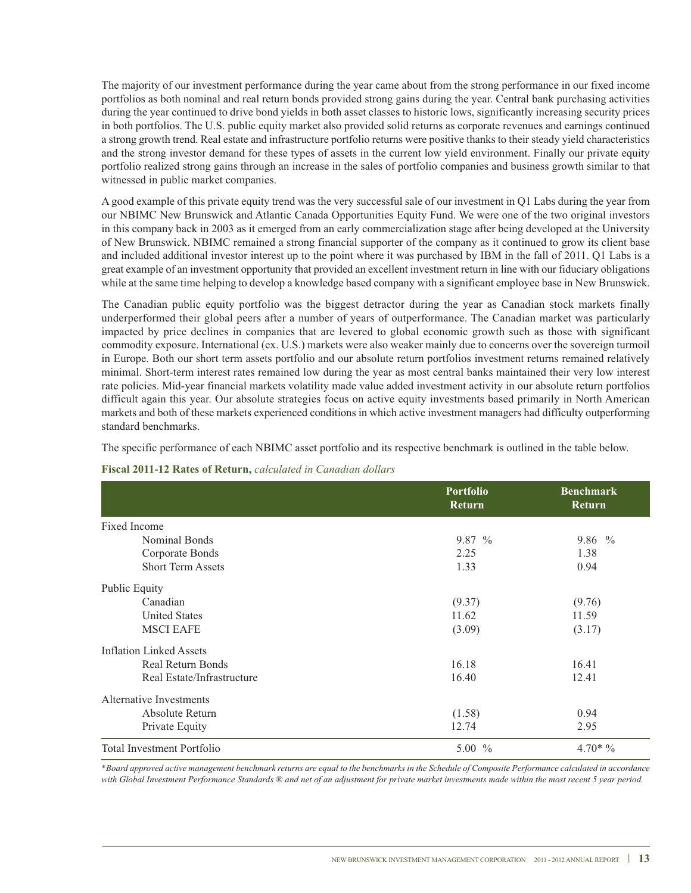The majority of our investment performance during the year came about from the strong performance in our fixed income portfolios as both nominal and real return bonds provided strong gains during the year. Central bank purchasing activities during the year continued to drive bond yields in both asset classes to historic lows, significantly increasing security prices in both portfolios. The U.S. public equity market also provided solid returns as corporate revenues and earnings continued a strong growth trend. Real estate and infrastructure portfolio returns were positive thanks to their steady yield characteristics and the strong investor demand for these types of assets in the current low yield environment. Finally our private equity portfolio realized strong gains through an increase in the sales of portfolio companies and business growth similar to that witnessed in public market companies.

A good example of this private equity trend was the very successful sale of our investment in Q1 Labs during the year from our NBIMC New Brunswick and Atlantic Canada Opportunities Equity Fund. We were one of the two original investors in this company back in 2003 as it emerged from an early commercialization stage after being developed at the University of New Brunswick. NBIMC remained a strong financial supporter of the company as it continued to grow its client base and included additional investor interest up to the point where it was purchased by IBM in the fall of 2011. Q1 Labs is a great example of an investment opportunity that provided an excellent investment return in line with our fiduciary obligations while at the same time helping to develop a knowledge based company with a significant employee base in New Brunswick.

The Canadian public equity portfolio was the biggest detractor during the year as Canadian stock markets finally underperformed their global peers after a number of years of outperformance. The Canadian market was particularly impacted by price declines in companies that are levered to global economic growth such as those with significant commodity exposure. International (ex. U.S.) markets were also weaker mainly due to concerns over the sovereign turmoil in Europe. Both our short term assets portfolio and our absolute return portfolios investment returns remained relatively minimal. Short-term interest rates remained low during the year as most central banks maintained their very low interest rate policies. Mid-year financial markets volatility made value added investment activity in our absolute return portfolios difficult again this year. Our absolute strategies focus on active equity investments based primarily in North American markets and both of these markets experienced conditions in which active investment managers had difficulty outperforming standard benchmarks.

The specific performance of each NBIMC asset portfolio and its respective benchmark is outlined in the table below.

**Fiscal 2011-12 Rates of Return,** *calculated in Canadian dollars*

| | Portfolio Return | Benchmark Return |
|---|---|---|
| Fixed Income | | |
| Nominal Bonds | 9.87 % | 9.86 % |
| Corporate Bonds | 2.25 | 1.38 |
| Short Term Assets | 1.33 | 0.94 |
| Public Equity | | |
| Canadian | (9.37) | (9.76) |
| United States | 11.62 | 11.59 |
| MSCI EAFE | (3.09) | (3.17) |
| Inflation Linked Assets | | |
| Real Return Bonds | 16.18 | 16.41 |
| Real Estate/Infrastructure | 16.40 | 12.41 |
| Alternative Investments | | |
| Absolute Return | (1.58) | 0.94 |
| Private Equity | 12.74 | 2.95 |
| Total Investment Portfolio | 5.00 % | 4.70* % |

**Board approved active management benchmark returns are equal to the benchmarks in the Schedule of Composite Performance calculated in accordance with Global Investment Performance Standards ® and net of an adjustment for private market investments made within the most recent 5 year period.*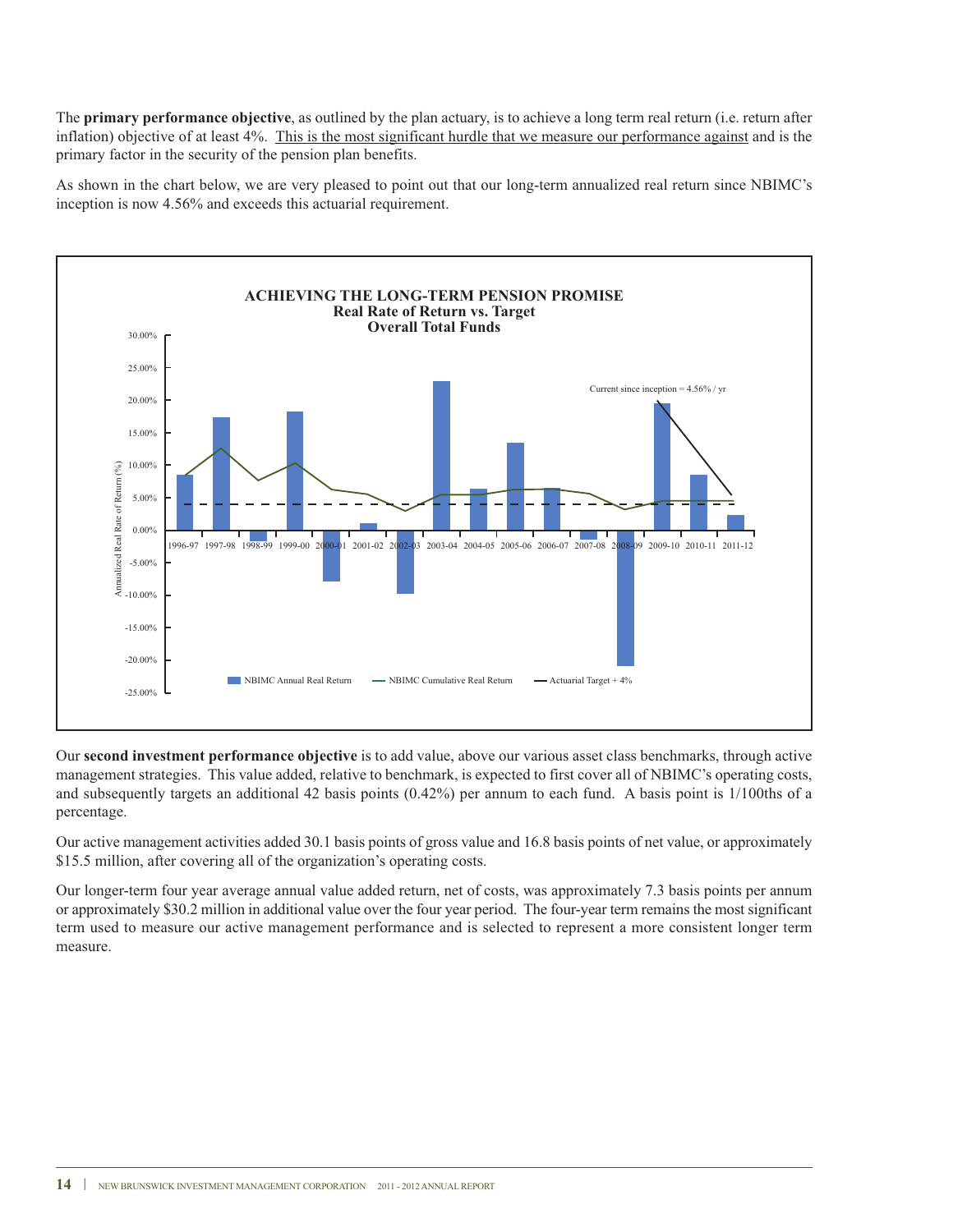The **primary performance objective**, as outlined by the plan actuary, is to achieve a long term real return (i.e. return after inflation) objective of at least 4%. This is the most significant hurdle that we measure our performance against and is the primary factor in the security of the pension plan benefits.

As shown in the chart below, we are very pleased to point out that our long-term annualized real return since NBIMC's inception is now 4.56% and exceeds this actuarial requirement.

**ACHIEVING THE LONG-TERM PENSION PROMISE**
**Real Rate of Return vs. Target**
**Overall Total Funds**

Current since inception = 4.56% / yr

NBIMC Annual Real Return — NBIMC Cumulative Real Return — Actuarial Target + 4%

Our **second investment performance objective** is to add value, above our various asset class benchmarks, through active management strategies. This value added, relative to benchmark, is expected to first cover all of NBIMC's operating costs, and subsequently targets an additional 42 basis points (0.42%) per annum to each fund. A basis point is 1/100ths of a percentage.

Our active management activities added 30.1 basis points of gross value and 16.8 basis points of net value, or approximately $15.5 million, after covering all of the organization's operating costs.

Our longer-term four year average annual value added return, net of costs, was approximately 7.3 basis points per annum or approximately $30.2 million in additional value over the four year period. The four-year term remains the most significant term used to measure our active management performance and is selected to represent a more consistent longer term measure.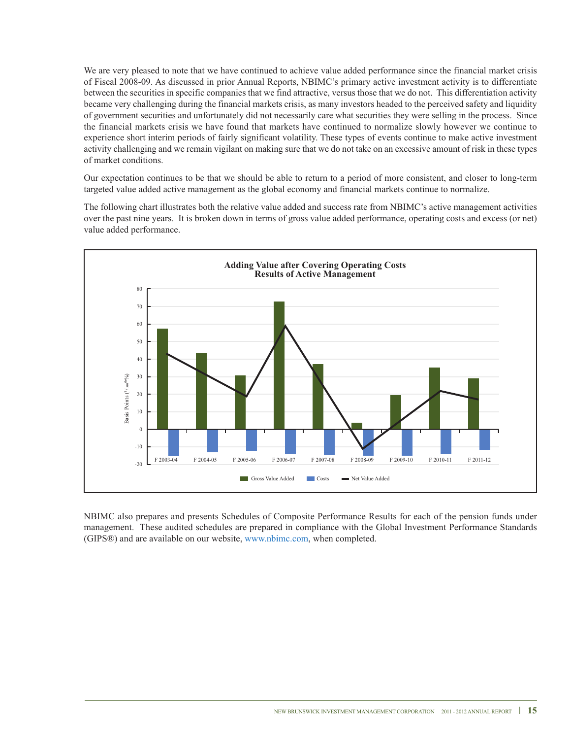We are very pleased to note that we have continued to achieve value added performance since the financial market crisis of Fiscal 2008-09. As discussed in prior Annual Reports, NBIMC's primary active investment activity is to differentiate between the securities in specific companies that we find attractive, versus those that we do not. This differentiation activity became very challenging during the financial markets crisis, as many investors headed to the perceived safety and liquidity of government securities and unfortunately did not necessarily care what securities they were selling in the process. Since the financial markets crisis we have found that markets have continued to normalize slowly however we continue to experience short interim periods of fairly significant volatility. These types of events continue to make active investment activity challenging and we remain vigilant on making sure that we do not take on an excessive amount of risk in these types of market conditions.

Our expectation continues to be that we should be able to return to a period of more consistent, and closer to long-term targeted value added active management as the global economy and financial markets continue to normalize.

The following chart illustrates both the relative value added and success rate from NBIMC's active management activities over the past nine years. It is broken down in terms of gross value added performance, operating costs and excess (or net) value added performance.

**Adding Value after Covering Operating Costs**
**Results of Active Management**

Basis Points ($^{1}/_{100}$th%)

Legend: Gross Value Added, Costs, Net Value Added

Years: F 2003-04, F 2004-05, F 2005-06, F 2006-07, F 2007-08, F 2008-09, F 2009-10, F 2010-11, F 2011-12

NBIMC also prepares and presents Schedules of Composite Performance Results for each of the pension funds under management. These audited schedules are prepared in compliance with the Global Investment Performance Standards (GIPS®) and are available on our website, www.nbimc.com, when completed.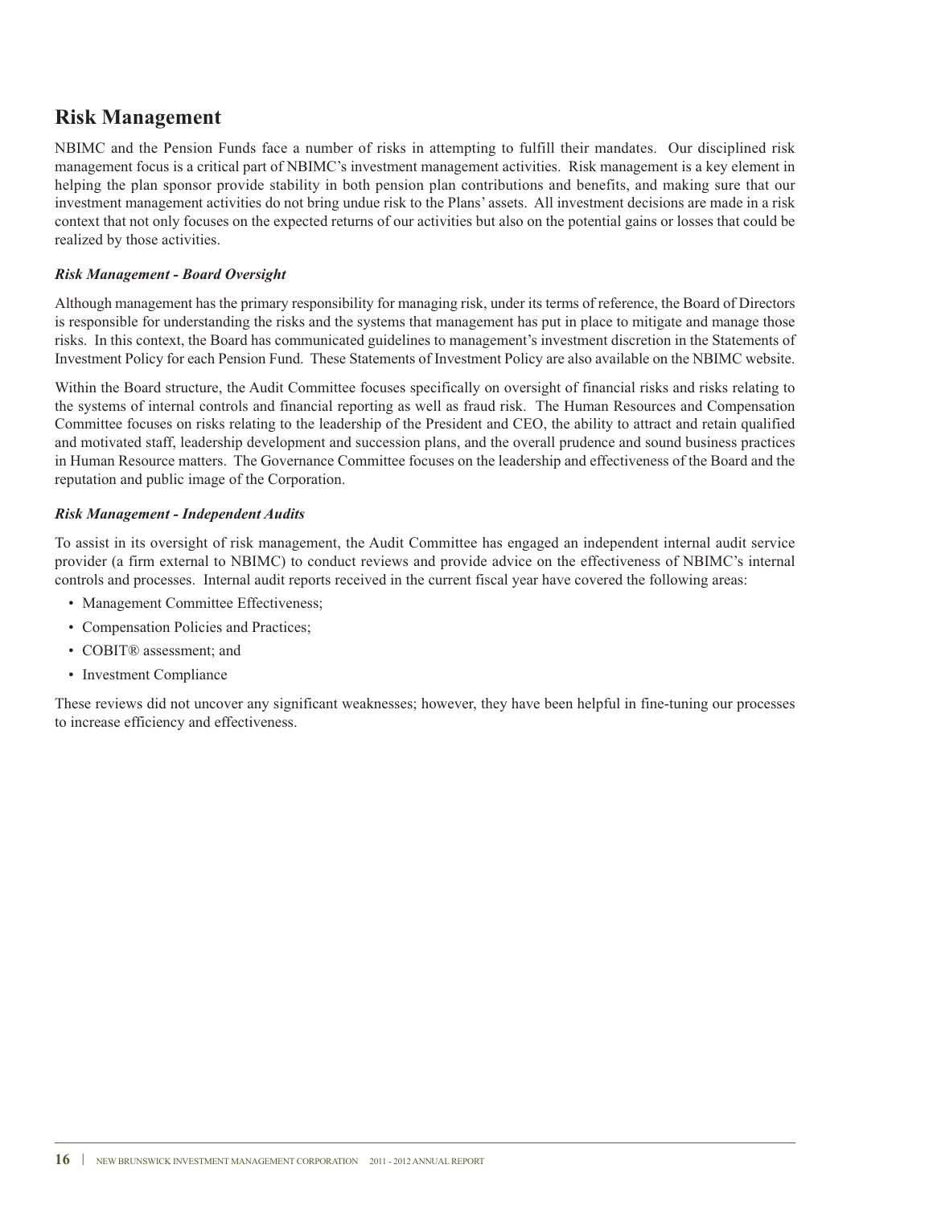# Risk Management

NBIMC and the Pension Funds face a number of risks in attempting to fulfill their mandates. Our disciplined risk management focus is a critical part of NBIMC's investment management activities. Risk management is a key element in helping the plan sponsor provide stability in both pension plan contributions and benefits, and making sure that our investment management activities do not bring undue risk to the Plans' assets. All investment decisions are made in a risk context that not only focuses on the expected returns of our activities but also on the potential gains or losses that could be realized by those activities.

### *Risk Management - Board Oversight*

Although management has the primary responsibility for managing risk, under its terms of reference, the Board of Directors is responsible for understanding the risks and the systems that management has put in place to mitigate and manage those risks. In this context, the Board has communicated guidelines to management's investment discretion in the Statements of Investment Policy for each Pension Fund. These Statements of Investment Policy are also available on the NBIMC website.

Within the Board structure, the Audit Committee focuses specifically on oversight of financial risks and risks relating to the systems of internal controls and financial reporting as well as fraud risk. The Human Resources and Compensation Committee focuses on risks relating to the leadership of the President and CEO, the ability to attract and retain qualified and motivated staff, leadership development and succession plans, and the overall prudence and sound business practices in Human Resource matters. The Governance Committee focuses on the leadership and effectiveness of the Board and the reputation and public image of the Corporation.

### *Risk Management - Independent Audits*

To assist in its oversight of risk management, the Audit Committee has engaged an independent internal audit service provider (a firm external to NBIMC) to conduct reviews and provide advice on the effectiveness of NBIMC's internal controls and processes. Internal audit reports received in the current fiscal year have covered the following areas:

- Management Committee Effectiveness;
- Compensation Policies and Practices;
- COBIT® assessment; and
- Investment Compliance

These reviews did not uncover any significant weaknesses; however, they have been helpful in fine-tuning our processes to increase efficiency and effectiveness.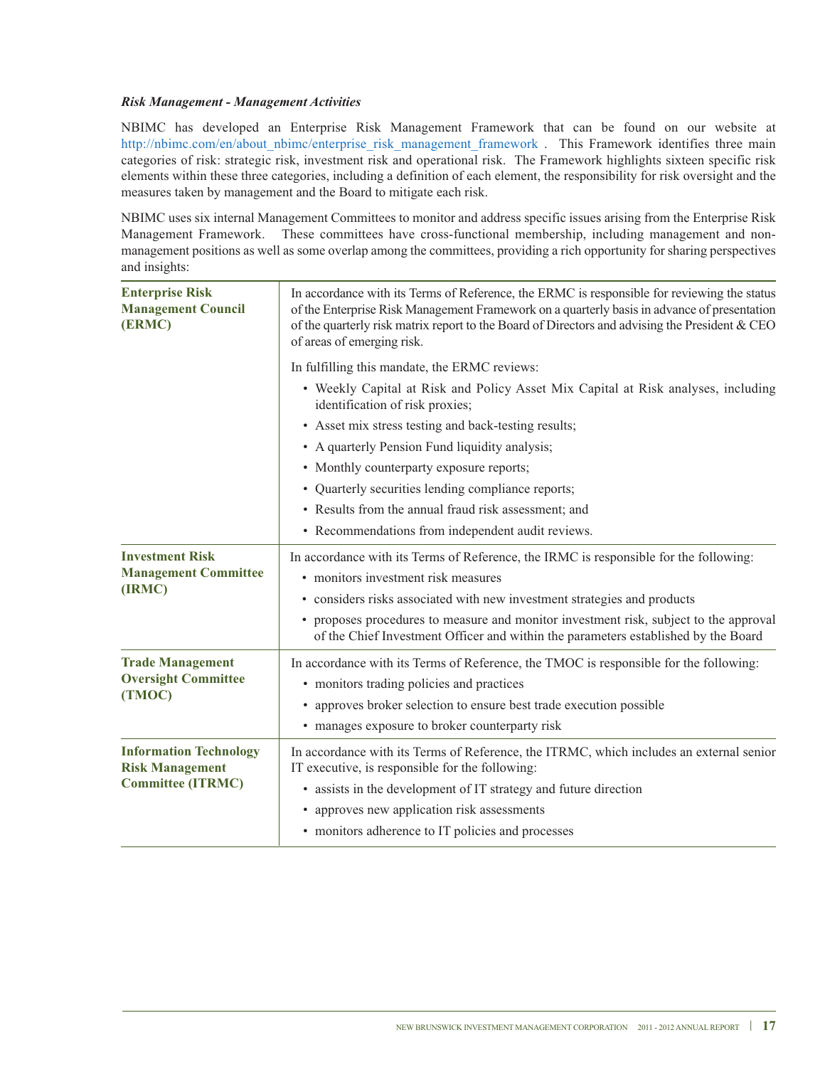***Risk Management - Management Activities***

NBIMC has developed an Enterprise Risk Management Framework that can be found on our website at http://nbimc.com/en/about_nbimc/enterprise_risk_management_framework . This Framework identifies three main categories of risk: strategic risk, investment risk and operational risk. The Framework highlights sixteen specific risk elements within these three categories, including a definition of each element, the responsibility for risk oversight and the measures taken by management and the Board to mitigate each risk.

NBIMC uses six internal Management Committees to monitor and address specific issues arising from the Enterprise Risk Management Framework. These committees have cross-functional membership, including management and non-management positions as well as some overlap among the committees, providing a rich opportunity for sharing perspectives and insights:

| Committee | Responsibilities |
| --- | --- |
| **Enterprise Risk Management Council (ERMC)** | In accordance with its Terms of Reference, the ERMC is responsible for reviewing the status of the Enterprise Risk Management Framework on a quarterly basis in advance of presentation of the quarterly risk matrix report to the Board of Directors and advising the President & CEO of areas of emerging risk.<br><br>In fulfilling this mandate, the ERMC reviews:<br>• Weekly Capital at Risk and Policy Asset Mix Capital at Risk analyses, including identification of risk proxies;<br>• Asset mix stress testing and back-testing results;<br>• A quarterly Pension Fund liquidity analysis;<br>• Monthly counterparty exposure reports;<br>• Quarterly securities lending compliance reports;<br>• Results from the annual fraud risk assessment; and<br>• Recommendations from independent audit reviews. |
| **Investment Risk Management Committee (IRMC)** | In accordance with its Terms of Reference, the IRMC is responsible for the following:<br>• monitors investment risk measures<br>• considers risks associated with new investment strategies and products<br>• proposes procedures to measure and monitor investment risk, subject to the approval of the Chief Investment Officer and within the parameters established by the Board |
| **Trade Management Oversight Committee (TMOC)** | In accordance with its Terms of Reference, the TMOC is responsible for the following:<br>• monitors trading policies and practices<br>• approves broker selection to ensure best trade execution possible<br>• manages exposure to broker counterparty risk |
| **Information Technology Risk Management Committee (ITRMC)** | In accordance with its Terms of Reference, the ITRMC, which includes an external senior IT executive, is responsible for the following:<br>• assists in the development of IT strategy and future direction<br>• approves new application risk assessments<br>• monitors adherence to IT policies and processes |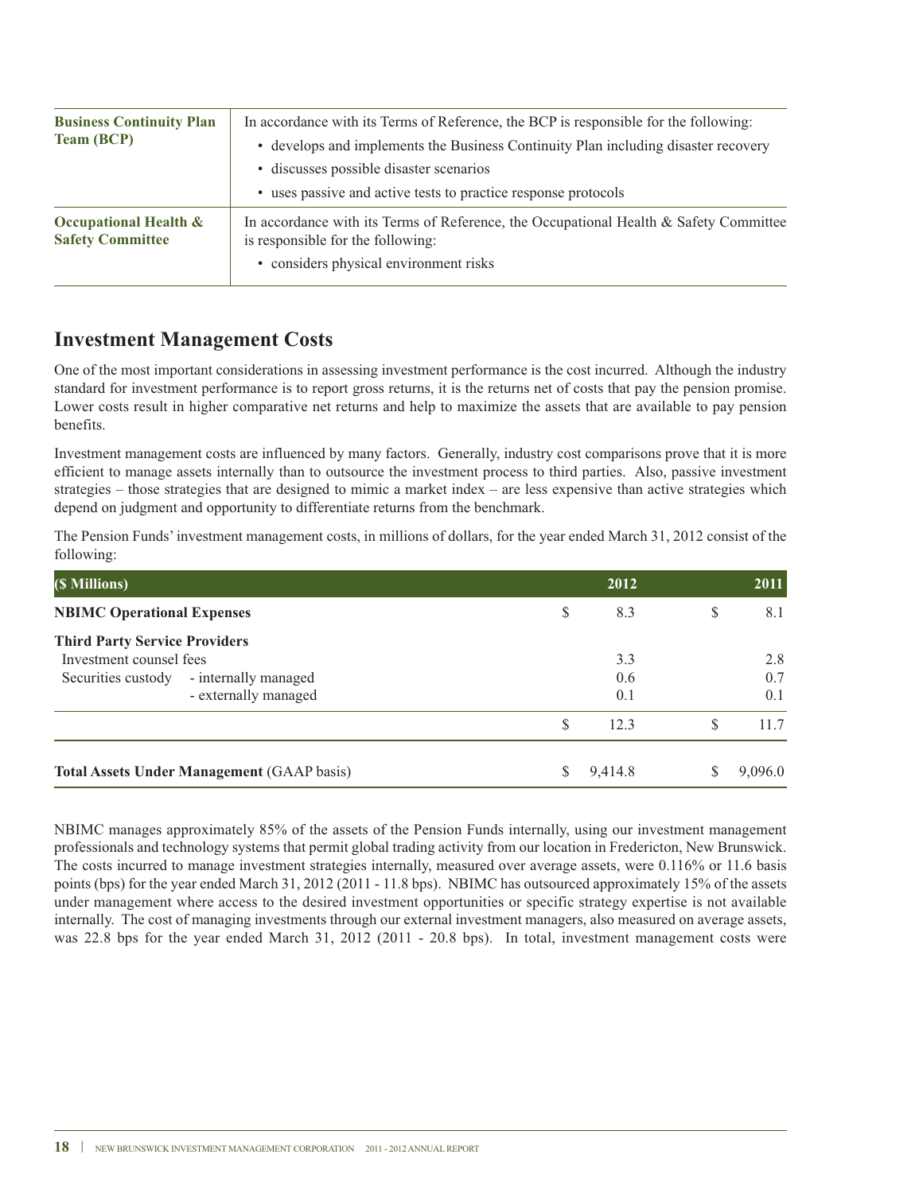| | |
|---|---|
| **Business Continuity Plan Team (BCP)** | In accordance with its Terms of Reference, the BCP is responsible for the following:<br>• develops and implements the Business Continuity Plan including disaster recovery<br>• discusses possible disaster scenarios<br>• uses passive and active tests to practice response protocols |
| **Occupational Health & Safety Committee** | In accordance with its Terms of Reference, the Occupational Health & Safety Committee is responsible for the following:<br>• considers physical environment risks |

## Investment Management Costs

One of the most important considerations in assessing investment performance is the cost incurred. Although the industry standard for investment performance is to report gross returns, it is the returns net of costs that pay the pension promise. Lower costs result in higher comparative net returns and help to maximize the assets that are available to pay pension benefits.

Investment management costs are influenced by many factors. Generally, industry cost comparisons prove that it is more efficient to manage assets internally than to outsource the investment process to third parties. Also, passive investment strategies – those strategies that are designed to mimic a market index – are less expensive than active strategies which depend on judgment and opportunity to differentiate returns from the benchmark.

The Pension Funds' investment management costs, in millions of dollars, for the year ended March 31, 2012 consist of the following:

| ($ Millions) | 2012 | 2011 |
|---|---|---|
| **NBIMC Operational Expenses** | $ 8.3 | $ 8.1 |
| **Third Party Service Providers** | | |
| Investment counsel fees | 3.3 | 2.8 |
| Securities custody - internally managed | 0.6 | 0.7 |
| - externally managed | 0.1 | 0.1 |
| | $ 12.3 | $ 11.7 |
| **Total Assets Under Management** (GAAP basis) | $ 9,414.8 | $ 9,096.0 |

NBIMC manages approximately 85% of the assets of the Pension Funds internally, using our investment management professionals and technology systems that permit global trading activity from our location in Fredericton, New Brunswick. The costs incurred to manage investment strategies internally, measured over average assets, were 0.116% or 11.6 basis points (bps) for the year ended March 31, 2012 (2011 - 11.8 bps). NBIMC has outsourced approximately 15% of the assets under management where access to the desired investment opportunities or specific strategy expertise is not available internally. The cost of managing investments through our external investment managers, also measured on average assets, was 22.8 bps for the year ended March 31, 2012 (2011 - 20.8 bps). In total, investment management costs were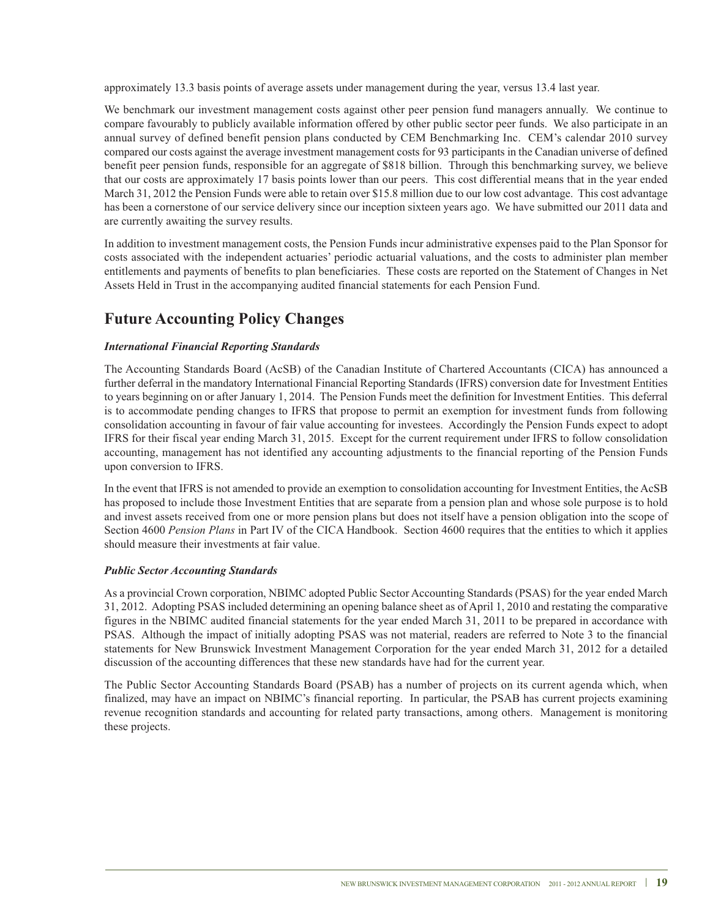approximately 13.3 basis points of average assets under management during the year, versus 13.4 last year.

We benchmark our investment management costs against other peer pension fund managers annually. We continue to compare favourably to publicly available information offered by other public sector peer funds. We also participate in an annual survey of defined benefit pension plans conducted by CEM Benchmarking Inc. CEM's calendar 2010 survey compared our costs against the average investment management costs for 93 participants in the Canadian universe of defined benefit peer pension funds, responsible for an aggregate of $818 billion. Through this benchmarking survey, we believe that our costs are approximately 17 basis points lower than our peers. This cost differential means that in the year ended March 31, 2012 the Pension Funds were able to retain over $15.8 million due to our low cost advantage. This cost advantage has been a cornerstone of our service delivery since our inception sixteen years ago. We have submitted our 2011 data and are currently awaiting the survey results.

In addition to investment management costs, the Pension Funds incur administrative expenses paid to the Plan Sponsor for costs associated with the independent actuaries' periodic actuarial valuations, and the costs to administer plan member entitlements and payments of benefits to plan beneficiaries. These costs are reported on the Statement of Changes in Net Assets Held in Trust in the accompanying audited financial statements for each Pension Fund.

## Future Accounting Policy Changes

***International Financial Reporting Standards***

The Accounting Standards Board (AcSB) of the Canadian Institute of Chartered Accountants (CICA) has announced a further deferral in the mandatory International Financial Reporting Standards (IFRS) conversion date for Investment Entities to years beginning on or after January 1, 2014. The Pension Funds meet the definition for Investment Entities. This deferral is to accommodate pending changes to IFRS that propose to permit an exemption for investment funds from following consolidation accounting in favour of fair value accounting for investees. Accordingly the Pension Funds expect to adopt IFRS for their fiscal year ending March 31, 2015. Except for the current requirement under IFRS to follow consolidation accounting, management has not identified any accounting adjustments to the financial reporting of the Pension Funds upon conversion to IFRS.

In the event that IFRS is not amended to provide an exemption to consolidation accounting for Investment Entities, the AcSB has proposed to include those Investment Entities that are separate from a pension plan and whose sole purpose is to hold and invest assets received from one or more pension plans but does not itself have a pension obligation into the scope of Section 4600 *Pension Plans* in Part IV of the CICA Handbook. Section 4600 requires that the entities to which it applies should measure their investments at fair value.

***Public Sector Accounting Standards***

As a provincial Crown corporation, NBIMC adopted Public Sector Accounting Standards (PSAS) for the year ended March 31, 2012. Adopting PSAS included determining an opening balance sheet as of April 1, 2010 and restating the comparative figures in the NBIMC audited financial statements for the year ended March 31, 2011 to be prepared in accordance with PSAS. Although the impact of initially adopting PSAS was not material, readers are referred to Note 3 to the financial statements for New Brunswick Investment Management Corporation for the year ended March 31, 2012 for a detailed discussion of the accounting differences that these new standards have had for the current year.

The Public Sector Accounting Standards Board (PSAB) has a number of projects on its current agenda which, when finalized, may have an impact on NBIMC's financial reporting. In particular, the PSAB has current projects examining revenue recognition standards and accounting for related party transactions, among others. Management is monitoring these projects.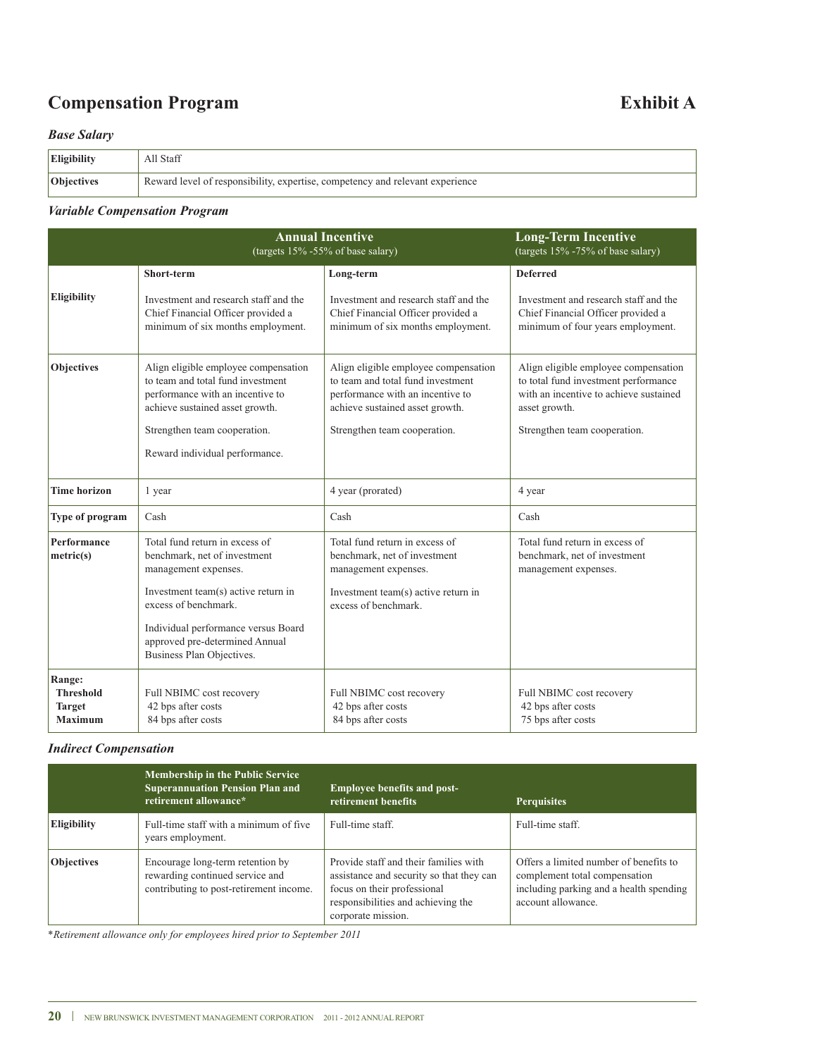## Compensation Program

## Exhibit A

### *Base Salary*

| | |
|---|---|
| **Eligibility** | All Staff |
| **Objectives** | Reward level of responsibility, expertise, competency and relevant experience |

### *Variable Compensation Program*

| | **Annual Incentive** (targets 15% -55% of base salary) | | **Long-Term Incentive** (targets 15% -75% of base salary) |
|---|---|---|---|
| | **Short-term** | **Long-term** | **Deferred** |
| **Eligibility** | Investment and research staff and the Chief Financial Officer provided a minimum of six months employment. | Investment and research staff and the Chief Financial Officer provided a minimum of six months employment. | Investment and research staff and the Chief Financial Officer provided a minimum of four years employment. |
| **Objectives** | Align eligible employee compensation to team and total fund investment performance with an incentive to achieve sustained asset growth.<br><br>Strengthen team cooperation.<br><br>Reward individual performance. | Align eligible employee compensation to team and total fund investment performance with an incentive to achieve sustained asset growth.<br><br>Strengthen team cooperation. | Align eligible employee compensation to total fund investment performance with an incentive to achieve sustained asset growth.<br><br>Strengthen team cooperation. |
| **Time horizon** | 1 year | 4 year (prorated) | 4 year |
| **Type of program** | Cash | Cash | Cash |
| **Performance metric(s)** | Total fund return in excess of benchmark, net of investment management expenses.<br><br>Investment team(s) active return in excess of benchmark.<br><br>Individual performance versus Board approved pre-determined Annual Business Plan Objectives. | Total fund return in excess of benchmark, net of investment management expenses.<br><br>Investment team(s) active return in excess of benchmark. | Total fund return in excess of benchmark, net of investment management expenses. |
| **Range:**<br>**Threshold**<br>**Target**<br>**Maximum** | <br>Full NBIMC cost recovery<br>42 bps after costs<br>84 bps after costs | <br>Full NBIMC cost recovery<br>42 bps after costs<br>84 bps after costs | <br>Full NBIMC cost recovery<br>42 bps after costs<br>75 bps after costs |

### *Indirect Compensation*

| | **Membership in the Public Service Superannuation Pension Plan and retirement allowance*** | **Employee benefits and post-retirement benefits** | **Perquisites** |
|---|---|---|---|
| **Eligibility** | Full-time staff with a minimum of five years employment. | Full-time staff. | Full-time staff. |
| **Objectives** | Encourage long-term retention by rewarding continued service and contributing to post-retirement income. | Provide staff and their families with assistance and security so that they can focus on their professional responsibilities and achieving the corporate mission. | Offers a limited number of benefits to complement total compensation including parking and a health spending account allowance. |

**Retirement allowance only for employees hired prior to September 2011*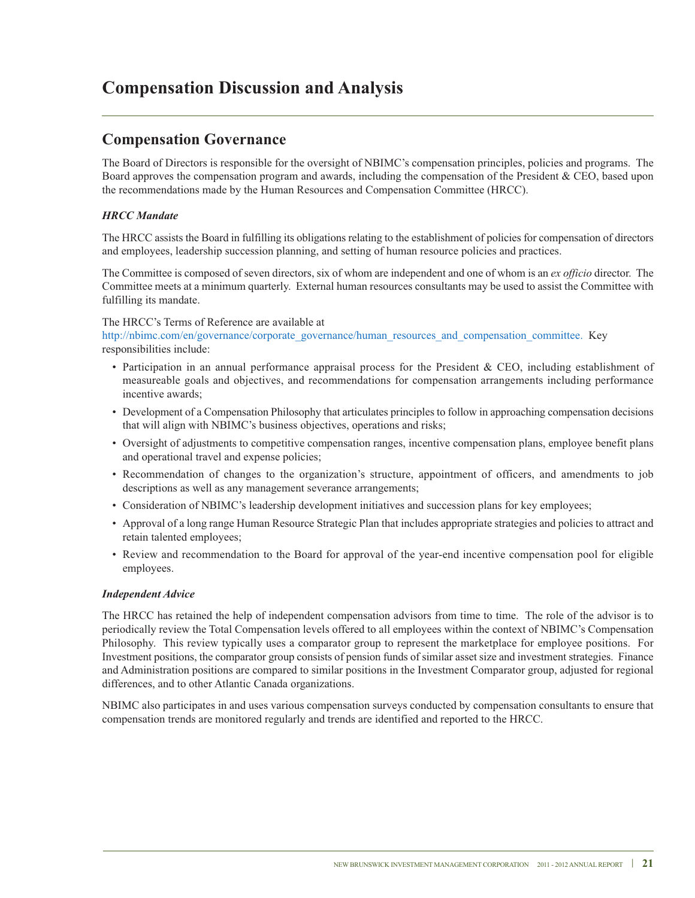# Compensation Discussion and Analysis

## Compensation Governance

The Board of Directors is responsible for the oversight of NBIMC's compensation principles, policies and programs. The Board approves the compensation program and awards, including the compensation of the President & CEO, based upon the recommendations made by the Human Resources and Compensation Committee (HRCC).

### *HRCC Mandate*

The HRCC assists the Board in fulfilling its obligations relating to the establishment of policies for compensation of directors and employees, leadership succession planning, and setting of human resource policies and practices.

The Committee is composed of seven directors, six of whom are independent and one of whom is an *ex officio* director. The Committee meets at a minimum quarterly. External human resources consultants may be used to assist the Committee with fulfilling its mandate.

The HRCC's Terms of Reference are available at http://nbimc.com/en/governance/corporate_governance/human_resources_and_compensation_committee. Key responsibilities include:

- Participation in an annual performance appraisal process for the President & CEO, including establishment of measureable goals and objectives, and recommendations for compensation arrangements including performance incentive awards;
- Development of a Compensation Philosophy that articulates principles to follow in approaching compensation decisions that will align with NBIMC's business objectives, operations and risks;
- Oversight of adjustments to competitive compensation ranges, incentive compensation plans, employee benefit plans and operational travel and expense policies;
- Recommendation of changes to the organization's structure, appointment of officers, and amendments to job descriptions as well as any management severance arrangements;
- Consideration of NBIMC's leadership development initiatives and succession plans for key employees;
- Approval of a long range Human Resource Strategic Plan that includes appropriate strategies and policies to attract and retain talented employees;
- Review and recommendation to the Board for approval of the year-end incentive compensation pool for eligible employees.

### *Independent Advice*

The HRCC has retained the help of independent compensation advisors from time to time. The role of the advisor is to periodically review the Total Compensation levels offered to all employees within the context of NBIMC's Compensation Philosophy. This review typically uses a comparator group to represent the marketplace for employee positions. For Investment positions, the comparator group consists of pension funds of similar asset size and investment strategies. Finance and Administration positions are compared to similar positions in the Investment Comparator group, adjusted for regional differences, and to other Atlantic Canada organizations.

NBIMC also participates in and uses various compensation surveys conducted by compensation consultants to ensure that compensation trends are monitored regularly and trends are identified and reported to the HRCC.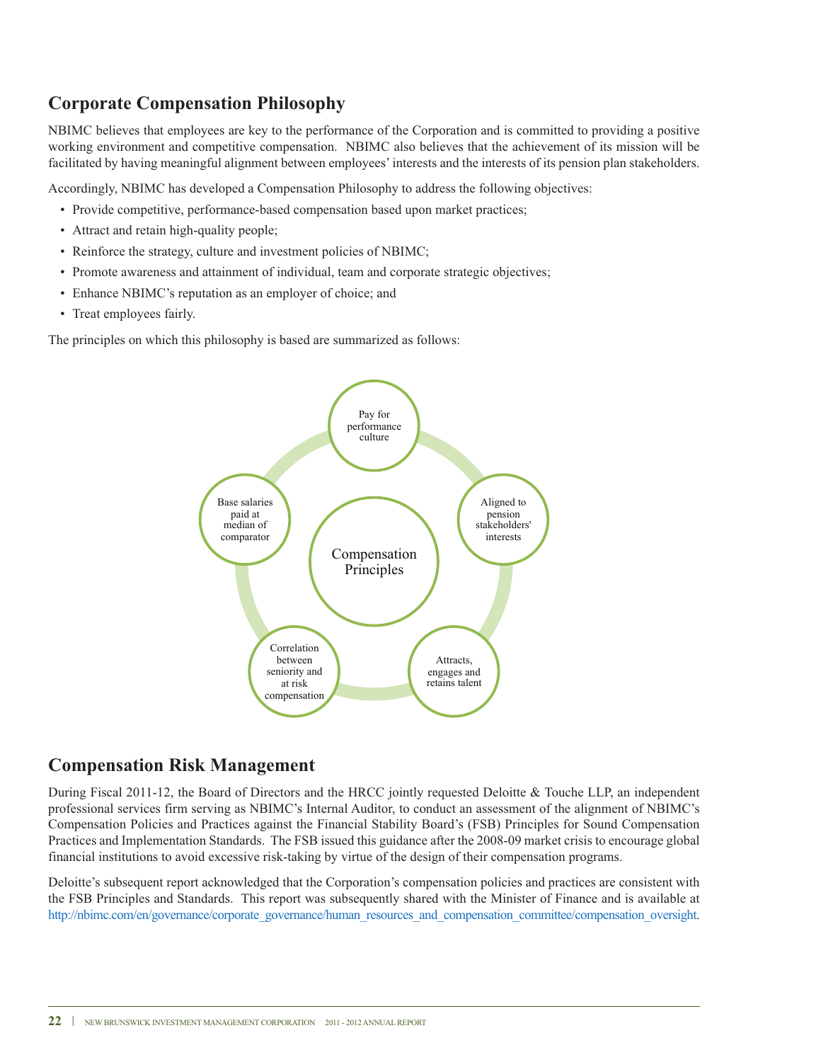## Corporate Compensation Philosophy

NBIMC believes that employees are key to the performance of the Corporation and is committed to providing a positive working environment and competitive compensation. NBIMC also believes that the achievement of its mission will be facilitated by having meaningful alignment between employees' interests and the interests of its pension plan stakeholders.

Accordingly, NBIMC has developed a Compensation Philosophy to address the following objectives:

- Provide competitive, performance-based compensation based upon market practices;
- Attract and retain high-quality people;
- Reinforce the strategy, culture and investment policies of NBIMC;
- Promote awareness and attainment of individual, team and corporate strategic objectives;
- Enhance NBIMC's reputation as an employer of choice; and
- Treat employees fairly.

The principles on which this philosophy is based are summarized as follows:

Compensation Principles

- Pay for performance culture
- Aligned to pension stakeholders' interests
- Attracts, engages and retains talent
- Correlation between seniority and at risk compensation
- Base salaries paid at median of comparator

## Compensation Risk Management

During Fiscal 2011-12, the Board of Directors and the HRCC jointly requested Deloitte & Touche LLP, an independent professional services firm serving as NBIMC's Internal Auditor, to conduct an assessment of the alignment of NBIMC's Compensation Policies and Practices against the Financial Stability Board's (FSB) Principles for Sound Compensation Practices and Implementation Standards. The FSB issued this guidance after the 2008-09 market crisis to encourage global financial institutions to avoid excessive risk-taking by virtue of the design of their compensation programs.

Deloitte's subsequent report acknowledged that the Corporation's compensation policies and practices are consistent with the FSB Principles and Standards. This report was subsequently shared with the Minister of Finance and is available at http://nbimc.com/en/governance/corporate_governance/human_resources_and_compensation_committee/compensation_oversight.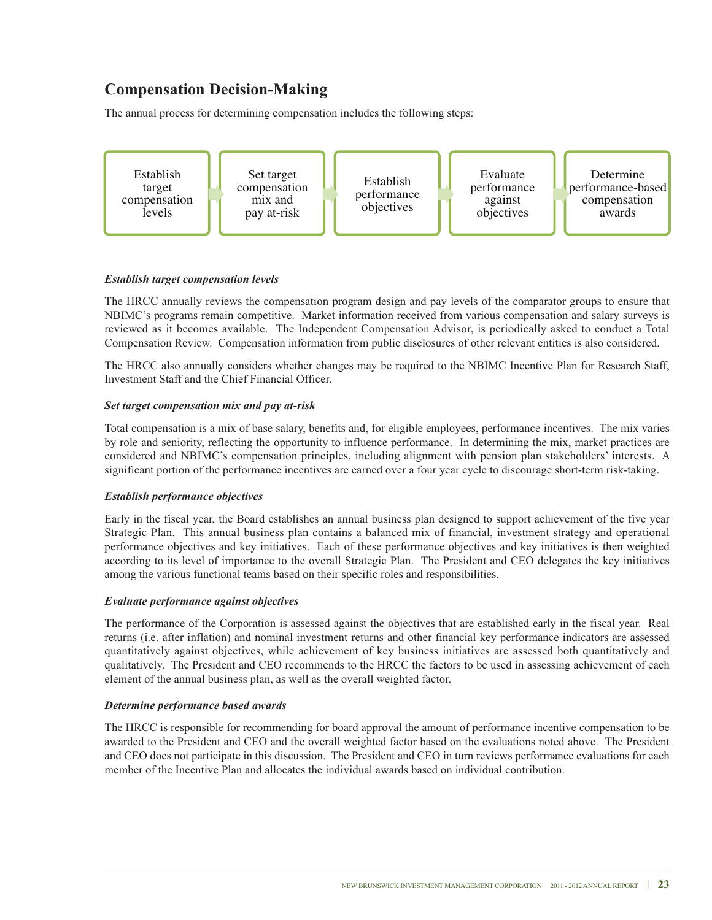## Compensation Decision-Making

The annual process for determining compensation includes the following steps:

Establish target compensation levels → Set target compensation mix and pay at-risk → Establish performance objectives → Evaluate performance against objectives → Determine performance-based compensation awards

***Establish target compensation levels***

The HRCC annually reviews the compensation program design and pay levels of the comparator groups to ensure that NBIMC's programs remain competitive. Market information received from various compensation and salary surveys is reviewed as it becomes available. The Independent Compensation Advisor, is periodically asked to conduct a Total Compensation Review. Compensation information from public disclosures of other relevant entities is also considered.

The HRCC also annually considers whether changes may be required to the NBIMC Incentive Plan for Research Staff, Investment Staff and the Chief Financial Officer.

***Set target compensation mix and pay at-risk***

Total compensation is a mix of base salary, benefits and, for eligible employees, performance incentives. The mix varies by role and seniority, reflecting the opportunity to influence performance. In determining the mix, market practices are considered and NBIMC's compensation principles, including alignment with pension plan stakeholders' interests. A significant portion of the performance incentives are earned over a four year cycle to discourage short-term risk-taking.

***Establish performance objectives***

Early in the fiscal year, the Board establishes an annual business plan designed to support achievement of the five year Strategic Plan. This annual business plan contains a balanced mix of financial, investment strategy and operational performance objectives and key initiatives. Each of these performance objectives and key initiatives is then weighted according to its level of importance to the overall Strategic Plan. The President and CEO delegates the key initiatives among the various functional teams based on their specific roles and responsibilities.

***Evaluate performance against objectives***

The performance of the Corporation is assessed against the objectives that are established early in the fiscal year. Real returns (i.e. after inflation) and nominal investment returns and other financial key performance indicators are assessed quantitatively against objectives, while achievement of key business initiatives are assessed both quantitatively and qualitatively. The President and CEO recommends to the HRCC the factors to be used in assessing achievement of each element of the annual business plan, as well as the overall weighted factor.

***Determine performance based awards***

The HRCC is responsible for recommending for board approval the amount of performance incentive compensation to be awarded to the President and CEO and the overall weighted factor based on the evaluations noted above. The President and CEO does not participate in this discussion. The President and CEO in turn reviews performance evaluations for each member of the Incentive Plan and allocates the individual awards based on individual contribution.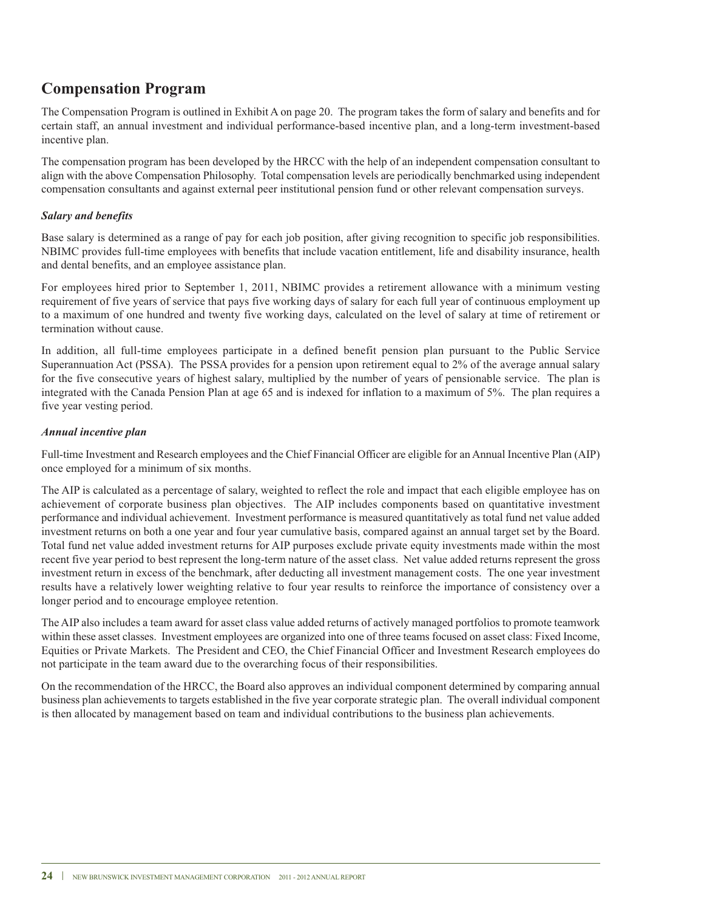## Compensation Program

The Compensation Program is outlined in Exhibit A on page 20. The program takes the form of salary and benefits and for certain staff, an annual investment and individual performance-based incentive plan, and a long-term investment-based incentive plan.

The compensation program has been developed by the HRCC with the help of an independent compensation consultant to align with the above Compensation Philosophy. Total compensation levels are periodically benchmarked using independent compensation consultants and against external peer institutional pension fund or other relevant compensation surveys.

### *Salary and benefits*

Base salary is determined as a range of pay for each job position, after giving recognition to specific job responsibilities. NBIMC provides full-time employees with benefits that include vacation entitlement, life and disability insurance, health and dental benefits, and an employee assistance plan.

For employees hired prior to September 1, 2011, NBIMC provides a retirement allowance with a minimum vesting requirement of five years of service that pays five working days of salary for each full year of continuous employment up to a maximum of one hundred and twenty five working days, calculated on the level of salary at time of retirement or termination without cause.

In addition, all full-time employees participate in a defined benefit pension plan pursuant to the Public Service Superannuation Act (PSSA). The PSSA provides for a pension upon retirement equal to 2% of the average annual salary for the five consecutive years of highest salary, multiplied by the number of years of pensionable service. The plan is integrated with the Canada Pension Plan at age 65 and is indexed for inflation to a maximum of 5%. The plan requires a five year vesting period.

### *Annual incentive plan*

Full-time Investment and Research employees and the Chief Financial Officer are eligible for an Annual Incentive Plan (AIP) once employed for a minimum of six months.

The AIP is calculated as a percentage of salary, weighted to reflect the role and impact that each eligible employee has on achievement of corporate business plan objectives. The AIP includes components based on quantitative investment performance and individual achievement. Investment performance is measured quantitatively as total fund net value added investment returns on both a one year and four year cumulative basis, compared against an annual target set by the Board. Total fund net value added investment returns for AIP purposes exclude private equity investments made within the most recent five year period to best represent the long-term nature of the asset class. Net value added returns represent the gross investment return in excess of the benchmark, after deducting all investment management costs. The one year investment results have a relatively lower weighting relative to four year results to reinforce the importance of consistency over a longer period and to encourage employee retention.

The AIP also includes a team award for asset class value added returns of actively managed portfolios to promote teamwork within these asset classes. Investment employees are organized into one of three teams focused on asset class: Fixed Income, Equities or Private Markets. The President and CEO, the Chief Financial Officer and Investment Research employees do not participate in the team award due to the overarching focus of their responsibilities.

On the recommendation of the HRCC, the Board also approves an individual component determined by comparing annual business plan achievements to targets established in the five year corporate strategic plan. The overall individual component is then allocated by management based on team and individual contributions to the business plan achievements.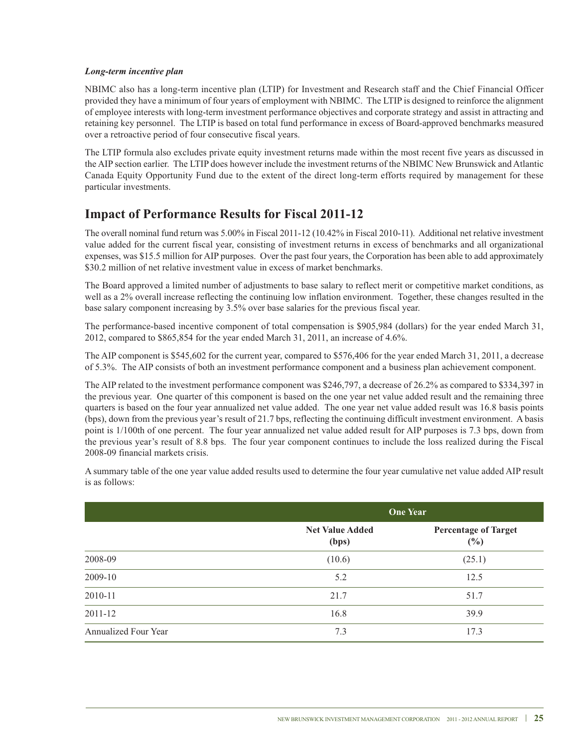***Long-term incentive plan***

NBIMC also has a long-term incentive plan (LTIP) for Investment and Research staff and the Chief Financial Officer provided they have a minimum of four years of employment with NBIMC. The LTIP is designed to reinforce the alignment of employee interests with long-term investment performance objectives and corporate strategy and assist in attracting and retaining key personnel. The LTIP is based on total fund performance in excess of Board-approved benchmarks measured over a retroactive period of four consecutive fiscal years.

The LTIP formula also excludes private equity investment returns made within the most recent five years as discussed in the AIP section earlier. The LTIP does however include the investment returns of the NBIMC New Brunswick and Atlantic Canada Equity Opportunity Fund due to the extent of the direct long-term efforts required by management for these particular investments.

## Impact of Performance Results for Fiscal 2011-12

The overall nominal fund return was 5.00% in Fiscal 2011-12 (10.42% in Fiscal 2010-11). Additional net relative investment value added for the current fiscal year, consisting of investment returns in excess of benchmarks and all organizational expenses, was $15.5 million for AIP purposes. Over the past four years, the Corporation has been able to add approximately $30.2 million of net relative investment value in excess of market benchmarks.

The Board approved a limited number of adjustments to base salary to reflect merit or competitive market conditions, as well as a 2% overall increase reflecting the continuing low inflation environment. Together, these changes resulted in the base salary component increasing by 3.5% over base salaries for the previous fiscal year.

The performance-based incentive component of total compensation is $905,984 (dollars) for the year ended March 31, 2012, compared to $865,854 for the year ended March 31, 2011, an increase of 4.6%.

The AIP component is $545,602 for the current year, compared to $576,406 for the year ended March 31, 2011, a decrease of 5.3%. The AIP consists of both an investment performance component and a business plan achievement component.

The AIP related to the investment performance component was $246,797, a decrease of 26.2% as compared to $334,397 in the previous year. One quarter of this component is based on the one year net value added result and the remaining three quarters is based on the four year annualized net value added. The one year net value added result was 16.8 basis points (bps), down from the previous year's result of 21.7 bps, reflecting the continuing difficult investment environment. A basis point is 1/100th of one percent. The four year annualized net value added result for AIP purposes is 7.3 bps, down from the previous year's result of 8.8 bps. The four year component continues to include the loss realized during the Fiscal 2008-09 financial markets crisis.

A summary table of the one year value added results used to determine the four year cumulative net value added AIP result is as follows:

| | One Year | |
|---|---|---|
| | **Net Value Added (bps)** | **Percentage of Target (%)** |
| 2008-09 | (10.6) | (25.1) |
| 2009-10 | 5.2 | 12.5 |
| 2010-11 | 21.7 | 51.7 |
| 2011-12 | 16.8 | 39.9 |
| Annualized Four Year | 7.3 | 17.3 |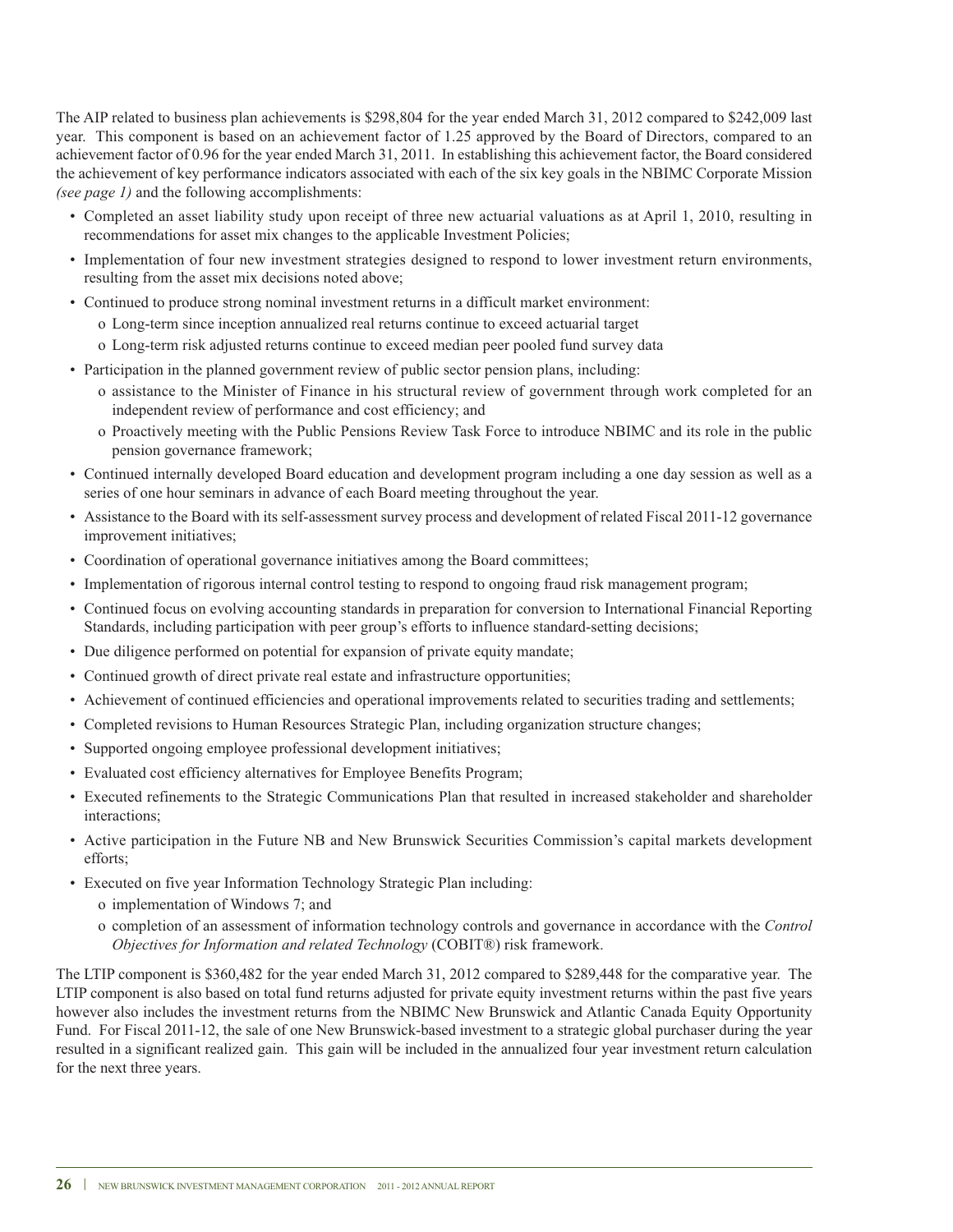The AIP related to business plan achievements is $298,804 for the year ended March 31, 2012 compared to $242,009 last year. This component is based on an achievement factor of 1.25 approved by the Board of Directors, compared to an achievement factor of 0.96 for the year ended March 31, 2011. In establishing this achievement factor, the Board considered the achievement of key performance indicators associated with each of the six key goals in the NBIMC Corporate Mission *(see page 1)* and the following accomplishments:

- Completed an asset liability study upon receipt of three new actuarial valuations as at April 1, 2010, resulting in recommendations for asset mix changes to the applicable Investment Policies;
- Implementation of four new investment strategies designed to respond to lower investment return environments, resulting from the asset mix decisions noted above;
- Continued to produce strong nominal investment returns in a difficult market environment:
  - Long-term since inception annualized real returns continue to exceed actuarial target
  - Long-term risk adjusted returns continue to exceed median peer pooled fund survey data
- Participation in the planned government review of public sector pension plans, including:
  - assistance to the Minister of Finance in his structural review of government through work completed for an independent review of performance and cost efficiency; and
  - Proactively meeting with the Public Pensions Review Task Force to introduce NBIMC and its role in the public pension governance framework;
- Continued internally developed Board education and development program including a one day session as well as a series of one hour seminars in advance of each Board meeting throughout the year.
- Assistance to the Board with its self-assessment survey process and development of related Fiscal 2011-12 governance improvement initiatives;
- Coordination of operational governance initiatives among the Board committees;
- Implementation of rigorous internal control testing to respond to ongoing fraud risk management program;
- Continued focus on evolving accounting standards in preparation for conversion to International Financial Reporting Standards, including participation with peer group's efforts to influence standard-setting decisions;
- Due diligence performed on potential for expansion of private equity mandate;
- Continued growth of direct private real estate and infrastructure opportunities;
- Achievement of continued efficiencies and operational improvements related to securities trading and settlements;
- Completed revisions to Human Resources Strategic Plan, including organization structure changes;
- Supported ongoing employee professional development initiatives;
- Evaluated cost efficiency alternatives for Employee Benefits Program;
- Executed refinements to the Strategic Communications Plan that resulted in increased stakeholder and shareholder interactions;
- Active participation in the Future NB and New Brunswick Securities Commission's capital markets development efforts;
- Executed on five year Information Technology Strategic Plan including:
  - implementation of Windows 7; and
  - completion of an assessment of information technology controls and governance in accordance with the *Control Objectives for Information and related Technology* (COBIT®) risk framework.

The LTIP component is $360,482 for the year ended March 31, 2012 compared to $289,448 for the comparative year. The LTIP component is also based on total fund returns adjusted for private equity investment returns within the past five years however also includes the investment returns from the NBIMC New Brunswick and Atlantic Canada Equity Opportunity Fund. For Fiscal 2011-12, the sale of one New Brunswick-based investment to a strategic global purchaser during the year resulted in a significant realized gain. This gain will be included in the annualized four year investment return calculation for the next three years.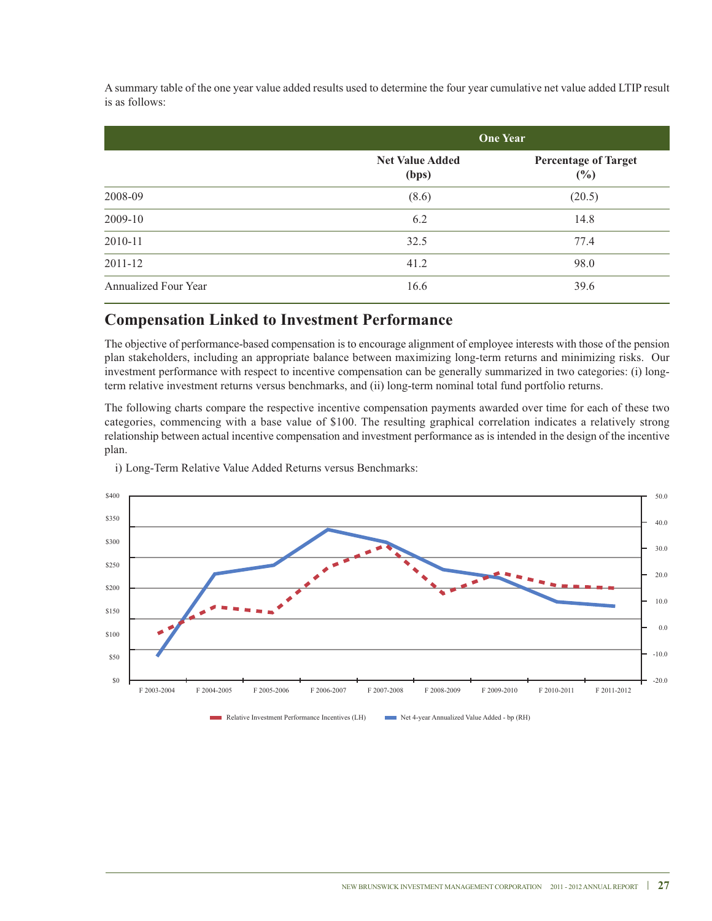A summary table of the one year value added results used to determine the four year cumulative net value added LTIP result is as follows:

| | One Year | |
|---|---|---|
| | **Net Value Added (bps)** | **Percentage of Target (%)** |
| 2008-09 | (8.6) | (20.5) |
| 2009-10 | 6.2 | 14.8 |
| 2010-11 | 32.5 | 77.4 |
| 2011-12 | 41.2 | 98.0 |
| Annualized Four Year | 16.6 | 39.6 |

## Compensation Linked to Investment Performance

The objective of performance-based compensation is to encourage alignment of employee interests with those of the pension plan stakeholders, including an appropriate balance between maximizing long-term returns and minimizing risks. Our investment performance with respect to incentive compensation can be generally summarized in two categories: (i) long-term relative investment returns versus benchmarks, and (ii) long-term nominal total fund portfolio returns.

The following charts compare the respective incentive compensation payments awarded over time for each of these two categories, commencing with a base value of $100. The resulting graphical correlation indicates a relatively strong relationship between actual incentive compensation and investment performance as is intended in the design of the incentive plan.

i) Long-Term Relative Value Added Returns versus Benchmarks: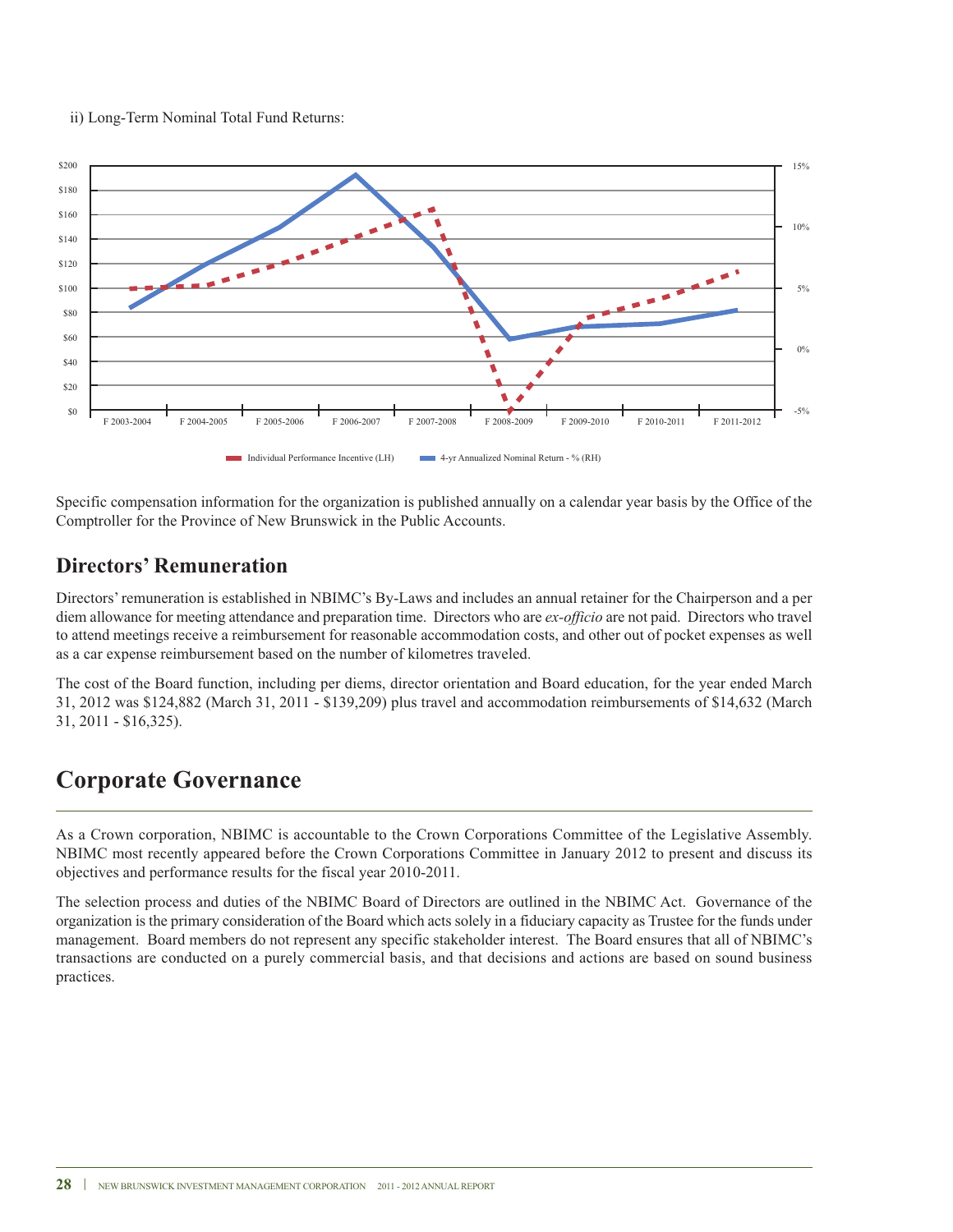ii) Long-Term Nominal Total Fund Returns:

Specific compensation information for the organization is published annually on a calendar year basis by the Office of the Comptroller for the Province of New Brunswick in the Public Accounts.

## Directors' Remuneration

Directors' remuneration is established in NBIMC's By-Laws and includes an annual retainer for the Chairperson and a per diem allowance for meeting attendance and preparation time. Directors who are *ex-officio* are not paid. Directors who travel to attend meetings receive a reimbursement for reasonable accommodation costs, and other out of pocket expenses as well as a car expense reimbursement based on the number of kilometres traveled.

The cost of the Board function, including per diems, director orientation and Board education, for the year ended March 31, 2012 was $124,882 (March 31, 2011 - $139,209) plus travel and accommodation reimbursements of $14,632 (March 31, 2011 - $16,325).

# Corporate Governance

As a Crown corporation, NBIMC is accountable to the Crown Corporations Committee of the Legislative Assembly. NBIMC most recently appeared before the Crown Corporations Committee in January 2012 to present and discuss its objectives and performance results for the fiscal year 2010-2011.

The selection process and duties of the NBIMC Board of Directors are outlined in the NBIMC Act. Governance of the organization is the primary consideration of the Board which acts solely in a fiduciary capacity as Trustee for the funds under management. Board members do not represent any specific stakeholder interest. The Board ensures that all of NBIMC's transactions are conducted on a purely commercial basis, and that decisions and actions are based on sound business practices.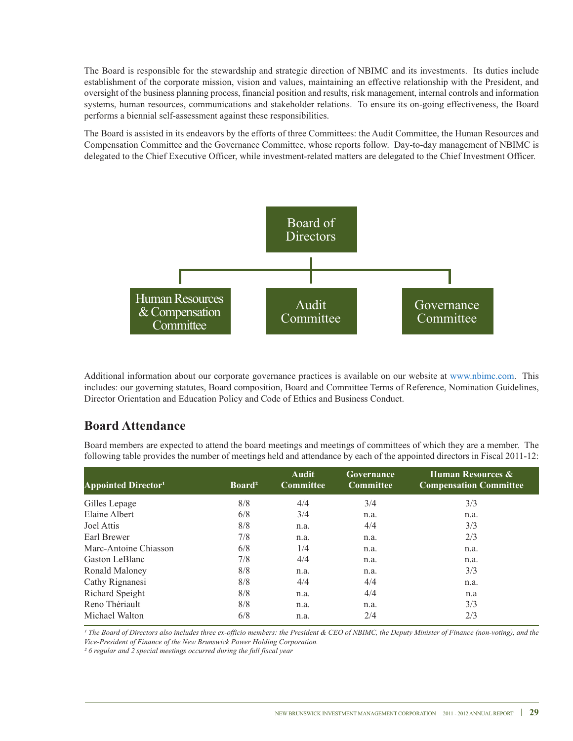The Board is responsible for the stewardship and strategic direction of NBIMC and its investments. Its duties include establishment of the corporate mission, vision and values, maintaining an effective relationship with the President, and oversight of the business planning process, financial position and results, risk management, internal controls and information systems, human resources, communications and stakeholder relations. To ensure its on-going effectiveness, the Board performs a biennial self-assessment against these responsibilities.

The Board is assisted in its endeavors by the efforts of three Committees: the Audit Committee, the Human Resources and Compensation Committee and the Governance Committee, whose reports follow. Day-to-day management of NBIMC is delegated to the Chief Executive Officer, while investment-related matters are delegated to the Chief Investment Officer.

Board of Directors

Human Resources & Compensation Committee | Audit Committee | Governance Committee

Additional information about our corporate governance practices is available on our website at www.nbimc.com. This includes: our governing statutes, Board composition, Board and Committee Terms of Reference, Nomination Guidelines, Director Orientation and Education Policy and Code of Ethics and Business Conduct.

## Board Attendance

Board members are expected to attend the board meetings and meetings of committees of which they are a member. The following table provides the number of meetings held and attendance by each of the appointed directors in Fiscal 2011-12:

| Appointed Director[1] | Board[2] | Audit Committee | Governance Committee | Human Resources & Compensation Committee |
|---|---|---|---|---|
| Gilles Lepage | 8/8 | 4/4 | 3/4 | 3/3 |
| Elaine Albert | 6/8 | 3/4 | n.a. | n.a. |
| Joel Attis | 8/8 | n.a. | 4/4 | 3/3 |
| Earl Brewer | 7/8 | n.a. | n.a. | 2/3 |
| Marc-Antoine Chiasson | 6/8 | 1/4 | n.a. | n.a. |
| Gaston LeBlanc | 7/8 | 4/4 | n.a. | n.a. |
| Ronald Maloney | 8/8 | n.a. | n.a. | 3/3 |
| Cathy Rignanesi | 8/8 | 4/4 | 4/4 | n.a. |
| Richard Speight | 8/8 | n.a. | 4/4 | n.a |
| Reno Thériault | 8/8 | n.a. | n.a. | 3/3 |
| Michael Walton | 6/8 | n.a. | 2/4 | 2/3 |

*[1] The Board of Directors also includes three ex-officio members: the President & CEO of NBIMC, the Deputy Minister of Finance (non-voting), and the Vice-President of Finance of the New Brunswick Power Holding Corporation.*

*[2] 6 regular and 2 special meetings occurred during the full fiscal year*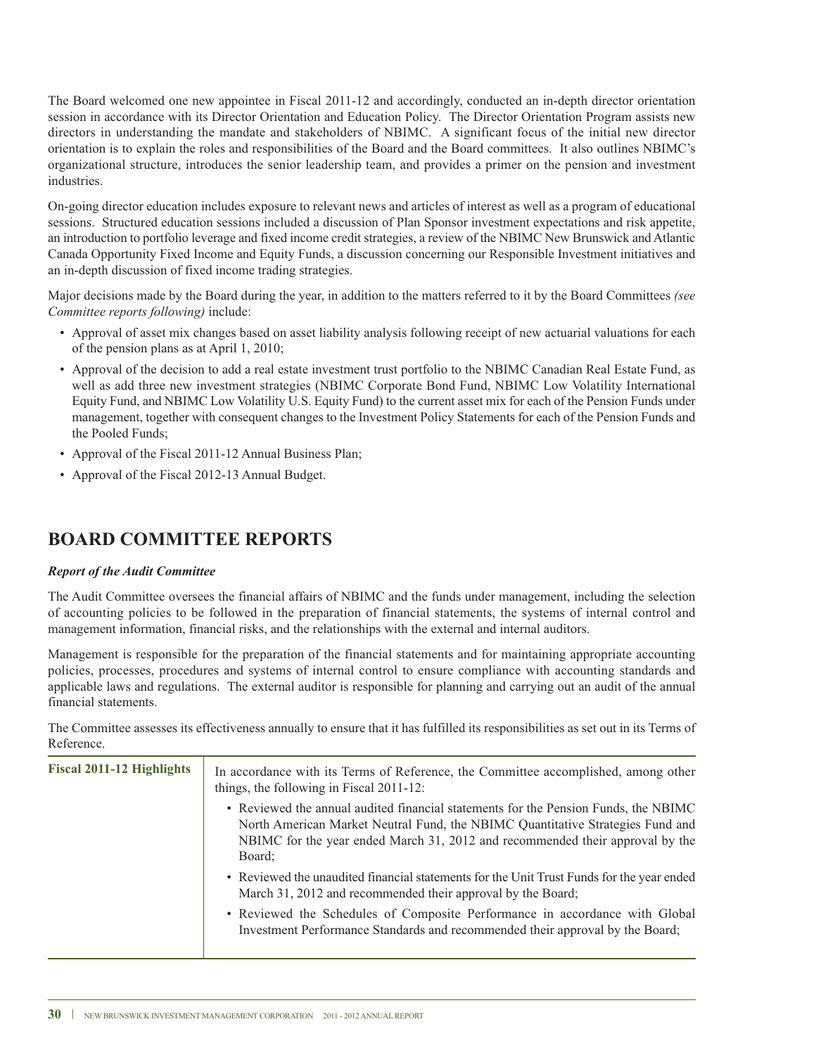The Board welcomed one new appointee in Fiscal 2011-12 and accordingly, conducted an in-depth director orientation session in accordance with its Director Orientation and Education Policy. The Director Orientation Program assists new directors in understanding the mandate and stakeholders of NBIMC. A significant focus of the initial new director orientation is to explain the roles and responsibilities of the Board and the Board committees. It also outlines NBIMC's organizational structure, introduces the senior leadership team, and provides a primer on the pension and investment industries.

On-going director education includes exposure to relevant news and articles of interest as well as a program of educational sessions. Structured education sessions included a discussion of Plan Sponsor investment expectations and risk appetite, an introduction to portfolio leverage and fixed income credit strategies, a review of the NBIMC New Brunswick and Atlantic Canada Opportunity Fixed Income and Equity Funds, a discussion concerning our Responsible Investment initiatives and an in-depth discussion of fixed income trading strategies.

Major decisions made by the Board during the year, in addition to the matters referred to it by the Board Committees *(see Committee reports following)* include:

- Approval of asset mix changes based on asset liability analysis following receipt of new actuarial valuations for each of the pension plans as at April 1, 2010;
- Approval of the decision to add a real estate investment trust portfolio to the NBIMC Canadian Real Estate Fund, as well as add three new investment strategies (NBIMC Corporate Bond Fund, NBIMC Low Volatility International Equity Fund, and NBIMC Low Volatility U.S. Equity Fund) to the current asset mix for each of the Pension Funds under management, together with consequent changes to the Investment Policy Statements for each of the Pension Funds and the Pooled Funds;
- Approval of the Fiscal 2011-12 Annual Business Plan;
- Approval of the Fiscal 2012-13 Annual Budget.

## BOARD COMMITTEE REPORTS

***Report of the Audit Committee***

The Audit Committee oversees the financial affairs of NBIMC and the funds under management, including the selection of accounting policies to be followed in the preparation of financial statements, the systems of internal control and management information, financial risks, and the relationships with the external and internal auditors.

Management is responsible for the preparation of the financial statements and for maintaining appropriate accounting policies, processes, procedures and systems of internal control to ensure compliance with accounting standards and applicable laws and regulations. The external auditor is responsible for planning and carrying out an audit of the annual financial statements.

The Committee assesses its effectiveness annually to ensure that it has fulfilled its responsibilities as set out in its Terms of Reference.

| | |
|---|---|
| **Fiscal 2011-12 Highlights** | In accordance with its Terms of Reference, the Committee accomplished, among other things, the following in Fiscal 2011-12:<br>• Reviewed the annual audited financial statements for the Pension Funds, the NBIMC North American Market Neutral Fund, the NBIMC Quantitative Strategies Fund and NBIMC for the year ended March 31, 2012 and recommended their approval by the Board;<br>• Reviewed the unaudited financial statements for the Unit Trust Funds for the year ended March 31, 2012 and recommended their approval by the Board;<br>• Reviewed the Schedules of Composite Performance in accordance with Global Investment Performance Standards and recommended their approval by the Board; |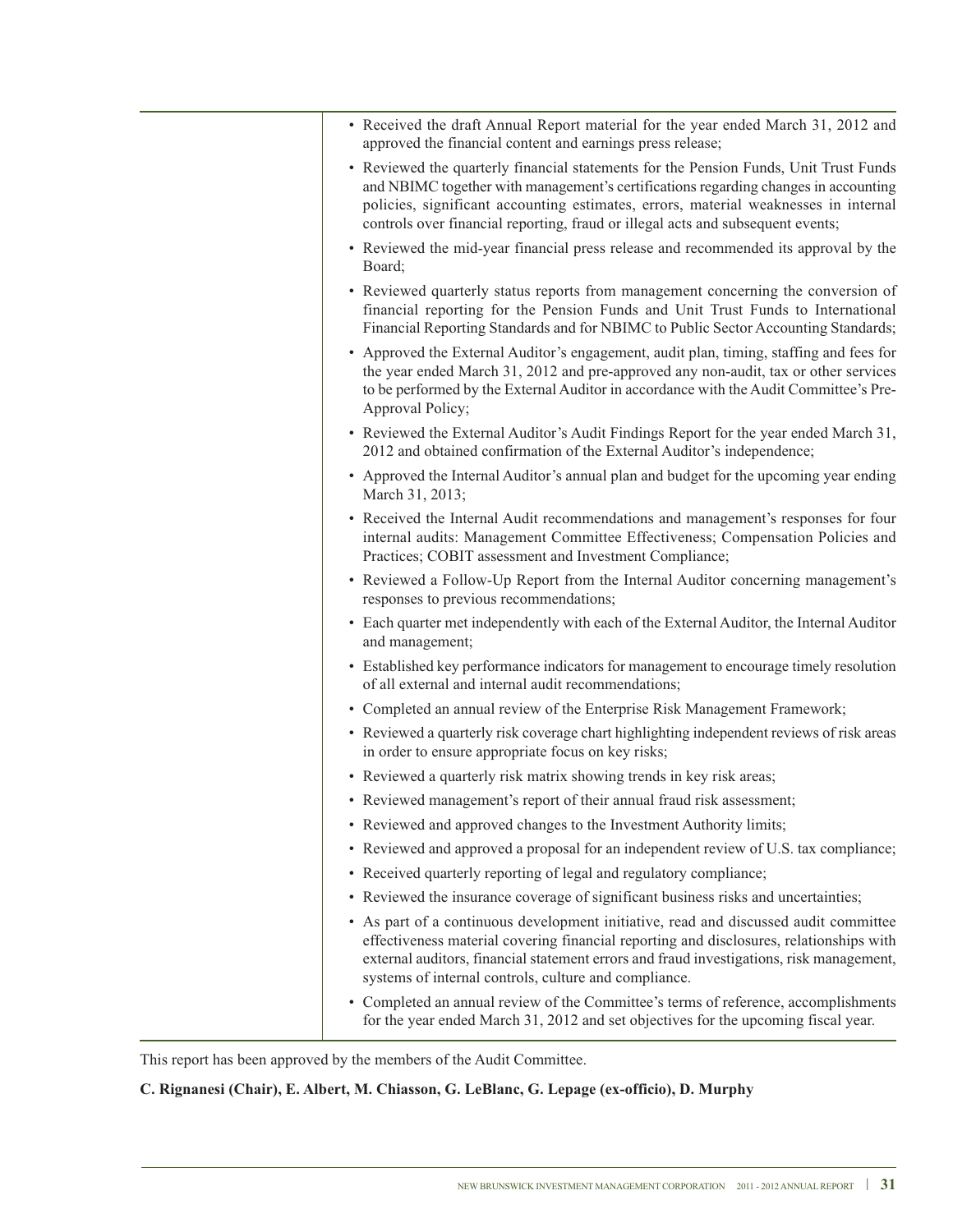- Received the draft Annual Report material for the year ended March 31, 2012 and approved the financial content and earnings press release;
- Reviewed the quarterly financial statements for the Pension Funds, Unit Trust Funds and NBIMC together with management's certifications regarding changes in accounting policies, significant accounting estimates, errors, material weaknesses in internal controls over financial reporting, fraud or illegal acts and subsequent events;
- Reviewed the mid-year financial press release and recommended its approval by the Board;
- Reviewed quarterly status reports from management concerning the conversion of financial reporting for the Pension Funds and Unit Trust Funds to International Financial Reporting Standards and for NBIMC to Public Sector Accounting Standards;
- Approved the External Auditor's engagement, audit plan, timing, staffing and fees for the year ended March 31, 2012 and pre-approved any non-audit, tax or other services to be performed by the External Auditor in accordance with the Audit Committee's Pre-Approval Policy;
- Reviewed the External Auditor's Audit Findings Report for the year ended March 31, 2012 and obtained confirmation of the External Auditor's independence;
- Approved the Internal Auditor's annual plan and budget for the upcoming year ending March 31, 2013;
- Received the Internal Audit recommendations and management's responses for four internal audits: Management Committee Effectiveness; Compensation Policies and Practices; COBIT assessment and Investment Compliance;
- Reviewed a Follow-Up Report from the Internal Auditor concerning management's responses to previous recommendations;
- Each quarter met independently with each of the External Auditor, the Internal Auditor and management;
- Established key performance indicators for management to encourage timely resolution of all external and internal audit recommendations;
- Completed an annual review of the Enterprise Risk Management Framework;
- Reviewed a quarterly risk coverage chart highlighting independent reviews of risk areas in order to ensure appropriate focus on key risks;
- Reviewed a quarterly risk matrix showing trends in key risk areas;
- Reviewed management's report of their annual fraud risk assessment;
- Reviewed and approved changes to the Investment Authority limits;
- Reviewed and approved a proposal for an independent review of U.S. tax compliance;
- Received quarterly reporting of legal and regulatory compliance;
- Reviewed the insurance coverage of significant business risks and uncertainties;
- As part of a continuous development initiative, read and discussed audit committee effectiveness material covering financial reporting and disclosures, relationships with external auditors, financial statement errors and fraud investigations, risk management, systems of internal controls, culture and compliance.
- Completed an annual review of the Committee's terms of reference, accomplishments for the year ended March 31, 2012 and set objectives for the upcoming fiscal year.

This report has been approved by the members of the Audit Committee.

**C. Rignanesi (Chair), E. Albert, M. Chiasson, G. LeBlanc, G. Lepage (ex-officio), D. Murphy**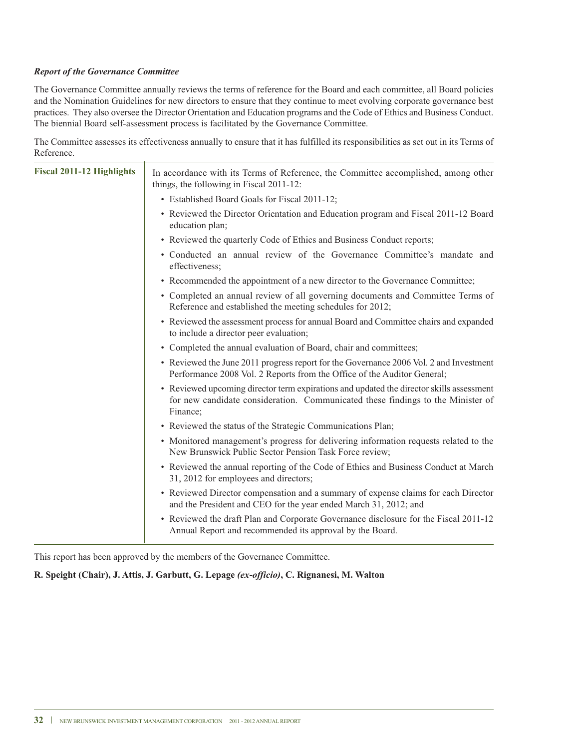***Report of the Governance Committee***

The Governance Committee annually reviews the terms of reference for the Board and each committee, all Board policies and the Nomination Guidelines for new directors to ensure that they continue to meet evolving corporate governance best practices. They also oversee the Director Orientation and Education programs and the Code of Ethics and Business Conduct. The biennial Board self-assessment process is facilitated by the Governance Committee.

The Committee assesses its effectiveness annually to ensure that it has fulfilled its responsibilities as set out in its Terms of Reference.

| **Fiscal 2011-12 Highlights** | In accordance with its Terms of Reference, the Committee accomplished, among other things, the following in Fiscal 2011-12:<br>• Established Board Goals for Fiscal 2011-12;<br>• Reviewed the Director Orientation and Education program and Fiscal 2011-12 Board education plan;<br>• Reviewed the quarterly Code of Ethics and Business Conduct reports;<br>• Conducted an annual review of the Governance Committee's mandate and effectiveness;<br>• Recommended the appointment of a new director to the Governance Committee;<br>• Completed an annual review of all governing documents and Committee Terms of Reference and established the meeting schedules for 2012;<br>• Reviewed the assessment process for annual Board and Committee chairs and expanded to include a director peer evaluation;<br>• Completed the annual evaluation of Board, chair and committees;<br>• Reviewed the June 2011 progress report for the Governance 2006 Vol. 2 and Investment Performance 2008 Vol. 2 Reports from the Office of the Auditor General;<br>• Reviewed upcoming director term expirations and updated the director skills assessment for new candidate consideration. Communicated these findings to the Minister of Finance;<br>• Reviewed the status of the Strategic Communications Plan;<br>• Monitored management's progress for delivering information requests related to the New Brunswick Public Sector Pension Task Force review;<br>• Reviewed the annual reporting of the Code of Ethics and Business Conduct at March 31, 2012 for employees and directors;<br>• Reviewed Director compensation and a summary of expense claims for each Director and the President and CEO for the year ended March 31, 2012; and<br>• Reviewed the draft Plan and Corporate Governance disclosure for the Fiscal 2011-12 Annual Report and recommended its approval by the Board. |
|---|---|

This report has been approved by the members of the Governance Committee.

**R. Speight (Chair), J. Attis, J. Garbutt, G. Lepage *(ex-officio)*, C. Rignanesi, M. Walton**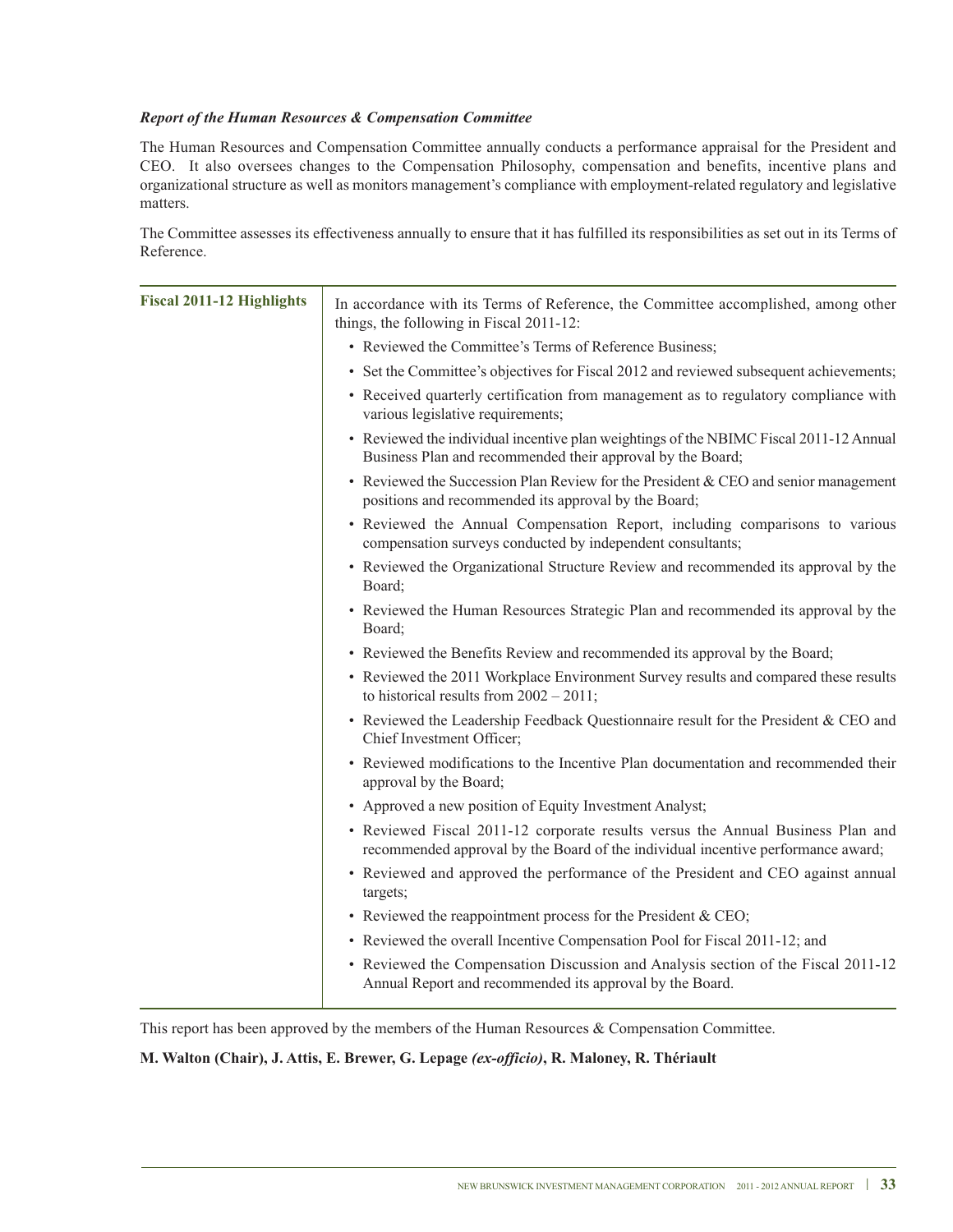***Report of the Human Resources & Compensation Committee***

The Human Resources and Compensation Committee annually conducts a performance appraisal for the President and CEO. It also oversees changes to the Compensation Philosophy, compensation and benefits, incentive plans and organizational structure as well as monitors management's compliance with employment-related regulatory and legislative matters.

The Committee assesses its effectiveness annually to ensure that it has fulfilled its responsibilities as set out in its Terms of Reference.

**Fiscal 2011-12 Highlights**

In accordance with its Terms of Reference, the Committee accomplished, among other things, the following in Fiscal 2011-12:

- Reviewed the Committee's Terms of Reference Business;
- Set the Committee's objectives for Fiscal 2012 and reviewed subsequent achievements;
- Received quarterly certification from management as to regulatory compliance with various legislative requirements;
- Reviewed the individual incentive plan weightings of the NBIMC Fiscal 2011-12 Annual Business Plan and recommended their approval by the Board;
- Reviewed the Succession Plan Review for the President & CEO and senior management positions and recommended its approval by the Board;
- Reviewed the Annual Compensation Report, including comparisons to various compensation surveys conducted by independent consultants;
- Reviewed the Organizational Structure Review and recommended its approval by the Board;
- Reviewed the Human Resources Strategic Plan and recommended its approval by the Board;
- Reviewed the Benefits Review and recommended its approval by the Board;
- Reviewed the 2011 Workplace Environment Survey results and compared these results to historical results from 2002 – 2011;
- Reviewed the Leadership Feedback Questionnaire result for the President & CEO and Chief Investment Officer;
- Reviewed modifications to the Incentive Plan documentation and recommended their approval by the Board;
- Approved a new position of Equity Investment Analyst;
- Reviewed Fiscal 2011-12 corporate results versus the Annual Business Plan and recommended approval by the Board of the individual incentive performance award;
- Reviewed and approved the performance of the President and CEO against annual targets;
- Reviewed the reappointment process for the President & CEO;
- Reviewed the overall Incentive Compensation Pool for Fiscal 2011-12; and
- Reviewed the Compensation Discussion and Analysis section of the Fiscal 2011-12 Annual Report and recommended its approval by the Board.

This report has been approved by the members of the Human Resources & Compensation Committee.

**M. Walton (Chair), J. Attis, E. Brewer, G. Lepage *(ex-officio)*, R. Maloney, R. Thériault**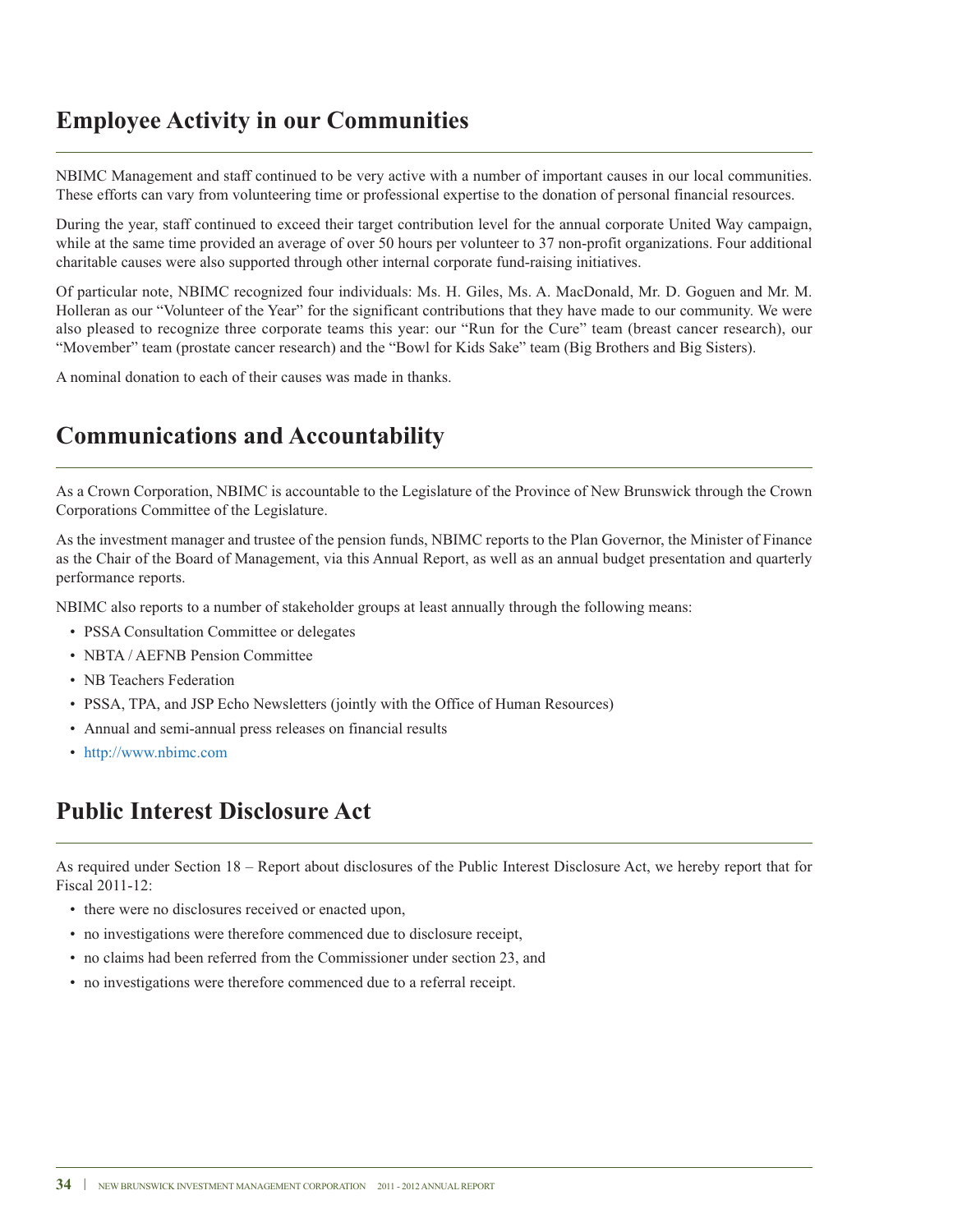## Employee Activity in our Communities

NBIMC Management and staff continued to be very active with a number of important causes in our local communities. These efforts can vary from volunteering time or professional expertise to the donation of personal financial resources.

During the year, staff continued to exceed their target contribution level for the annual corporate United Way campaign, while at the same time provided an average of over 50 hours per volunteer to 37 non-profit organizations. Four additional charitable causes were also supported through other internal corporate fund-raising initiatives.

Of particular note, NBIMC recognized four individuals: Ms. H. Giles, Ms. A. MacDonald, Mr. D. Goguen and Mr. M. Holleran as our "Volunteer of the Year" for the significant contributions that they have made to our community. We were also pleased to recognize three corporate teams this year: our "Run for the Cure" team (breast cancer research), our "Movember" team (prostate cancer research) and the "Bowl for Kids Sake" team (Big Brothers and Big Sisters).

A nominal donation to each of their causes was made in thanks.

## Communications and Accountability

As a Crown Corporation, NBIMC is accountable to the Legislature of the Province of New Brunswick through the Crown Corporations Committee of the Legislature.

As the investment manager and trustee of the pension funds, NBIMC reports to the Plan Governor, the Minister of Finance as the Chair of the Board of Management, via this Annual Report, as well as an annual budget presentation and quarterly performance reports.

NBIMC also reports to a number of stakeholder groups at least annually through the following means:

- PSSA Consultation Committee or delegates
- NBTA / AEFNB Pension Committee
- NB Teachers Federation
- PSSA, TPA, and JSP Echo Newsletters (jointly with the Office of Human Resources)
- Annual and semi-annual press releases on financial results
- http://www.nbimc.com

## Public Interest Disclosure Act

As required under Section 18 – Report about disclosures of the Public Interest Disclosure Act, we hereby report that for Fiscal 2011-12:

- there were no disclosures received or enacted upon,
- no investigations were therefore commenced due to disclosure receipt,
- no claims had been referred from the Commissioner under section 23, and
- no investigations were therefore commenced due to a referral receipt.